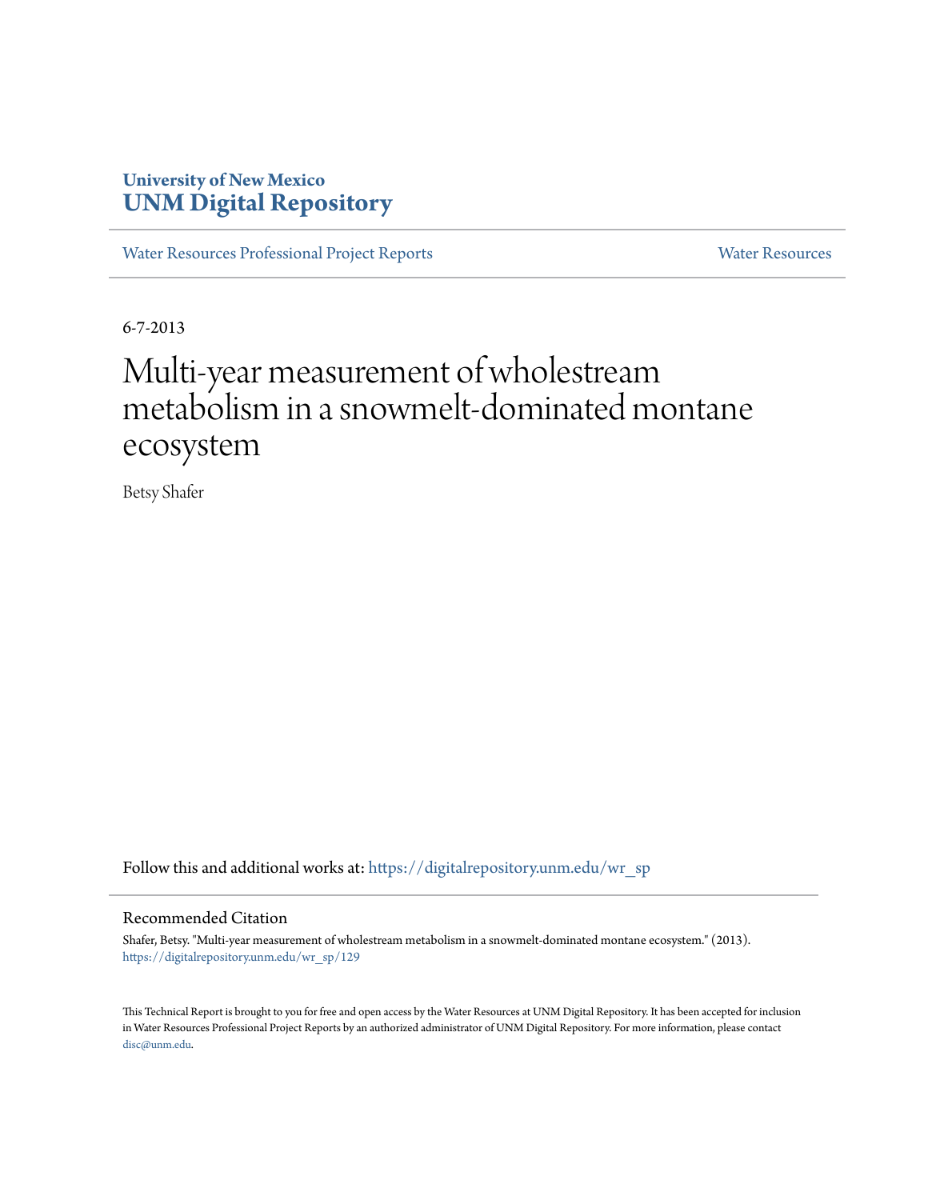**University of New Mexico**
**UNM Digital Repository**

Water Resources Professional Project Reports | Water Resources

6-7-2013

# Multi-year measurement of wholestream metabolism in a snowmelt-dominated montane ecosystem

Betsy Shafer

Follow this and additional works at: https://digitalrepository.unm.edu/wr_sp

## Recommended Citation

Shafer, Betsy. "Multi-year measurement of wholestream metabolism in a snowmelt-dominated montane ecosystem." (2013). https://digitalrepository.unm.edu/wr_sp/129

This Technical Report is brought to you for free and open access by the Water Resources at UNM Digital Repository. It has been accepted for inclusion in Water Resources Professional Project Reports by an authorized administrator of UNM Digital Repository. For more information, please contact disc@unm.edu.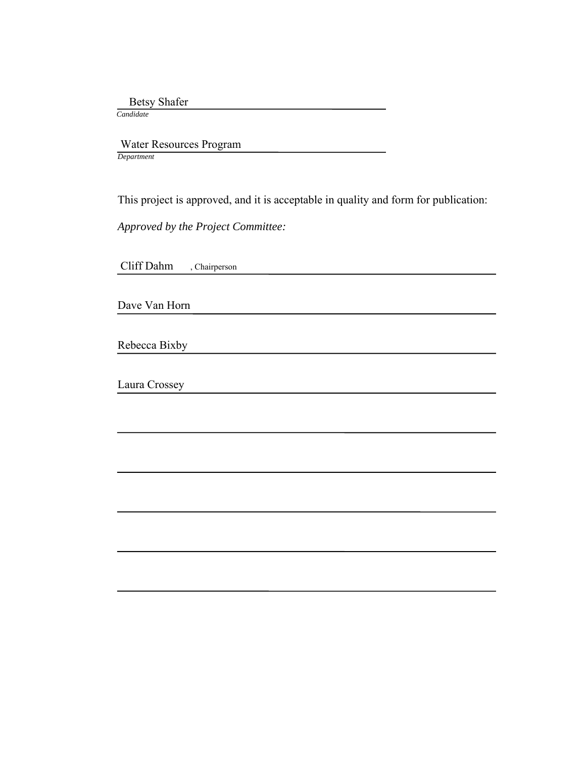Betsy Shafer
*Candidate*

Water Resources Program
*Department*

This project is approved, and it is acceptable in quality and form for publication:

*Approved by the Project Committee:*

Cliff Dahm, Chairperson

Dave Van Horn

Rebecca Bixby

Laura Crossey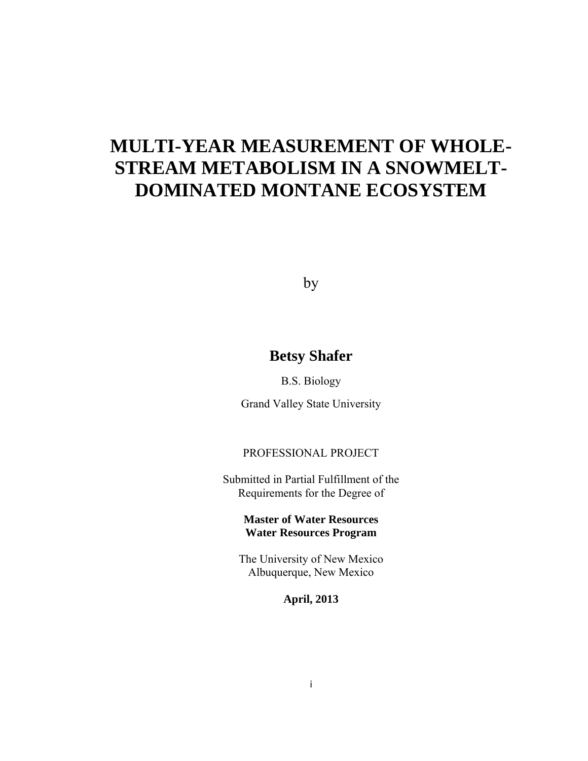# MULTI-YEAR MEASUREMENT OF WHOLE-STREAM METABOLISM IN A SNOWMELT-DOMINATED MONTANE ECOSYSTEM

by

**Betsy Shafer**

B.S. Biology

Grand Valley State University

PROFESSIONAL PROJECT

Submitted in Partial Fulfillment of the Requirements for the Degree of

**Master of Water Resources**
**Water Resources Program**

The University of New Mexico
Albuquerque, New Mexico

**April, 2013**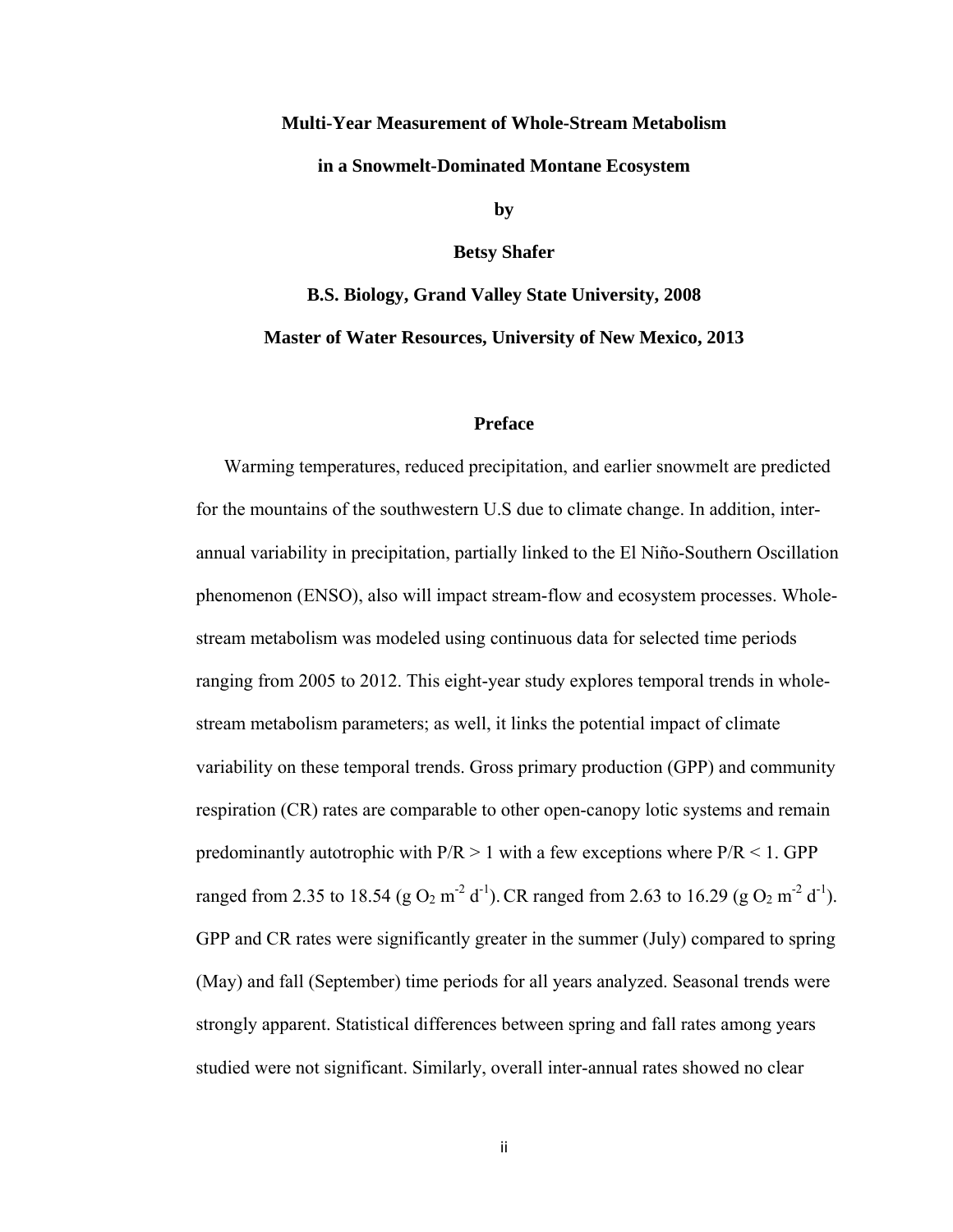**Multi-Year Measurement of Whole-Stream Metabolism**

**in a Snowmelt-Dominated Montane Ecosystem**

**by**

**Betsy Shafer**

**B.S. Biology, Grand Valley State University, 2008**

**Master of Water Resources, University of New Mexico, 2013**

## Preface

Warming temperatures, reduced precipitation, and earlier snowmelt are predicted for the mountains of the southwestern U.S due to climate change. In addition, inter-annual variability in precipitation, partially linked to the El Niño-Southern Oscillation phenomenon (ENSO), also will impact stream-flow and ecosystem processes. Whole-stream metabolism was modeled using continuous data for selected time periods ranging from 2005 to 2012. This eight-year study explores temporal trends in whole-stream metabolism parameters; as well, it links the potential impact of climate variability on these temporal trends. Gross primary production (GPP) and community respiration (CR) rates are comparable to other open-canopy lotic systems and remain predominantly autotrophic with P/R > 1 with a few exceptions where P/R < 1. GPP ranged from 2.35 to 18.54 (g $O_2$ $m^{-2}$ $d^{-1}$). CR ranged from 2.63 to 16.29 (g $O_2$ $m^{-2}$ $d^{-1}$). GPP and CR rates were significantly greater in the summer (July) compared to spring (May) and fall (September) time periods for all years analyzed. Seasonal trends were strongly apparent. Statistical differences between spring and fall rates among years studied were not significant. Similarly, overall inter-annual rates showed no clear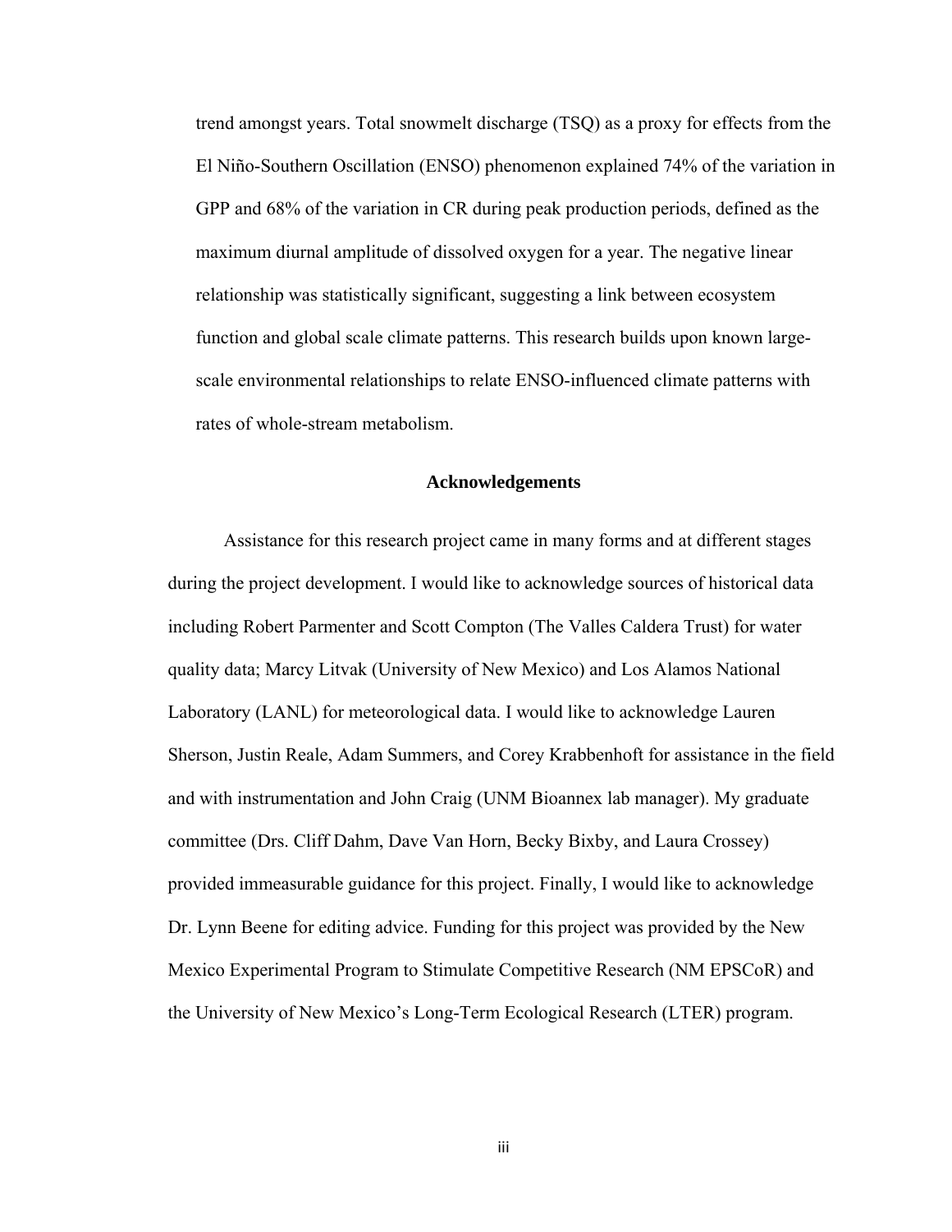trend amongst years. Total snowmelt discharge (TSQ) as a proxy for effects from the El Niño-Southern Oscillation (ENSO) phenomenon explained 74% of the variation in GPP and 68% of the variation in CR during peak production periods, defined as the maximum diurnal amplitude of dissolved oxygen for a year. The negative linear relationship was statistically significant, suggesting a link between ecosystem function and global scale climate patterns. This research builds upon known large-scale environmental relationships to relate ENSO-influenced climate patterns with rates of whole-stream metabolism.

## Acknowledgements

Assistance for this research project came in many forms and at different stages during the project development. I would like to acknowledge sources of historical data including Robert Parmenter and Scott Compton (The Valles Caldera Trust) for water quality data; Marcy Litvak (University of New Mexico) and Los Alamos National Laboratory (LANL) for meteorological data. I would like to acknowledge Lauren Sherson, Justin Reale, Adam Summers, and Corey Krabbenhoft for assistance in the field and with instrumentation and John Craig (UNM Bioannex lab manager). My graduate committee (Drs. Cliff Dahm, Dave Van Horn, Becky Bixby, and Laura Crossey) provided immeasurable guidance for this project. Finally, I would like to acknowledge Dr. Lynn Beene for editing advice. Funding for this project was provided by the New Mexico Experimental Program to Stimulate Competitive Research (NM EPSCoR) and the University of New Mexico's Long-Term Ecological Research (LTER) program.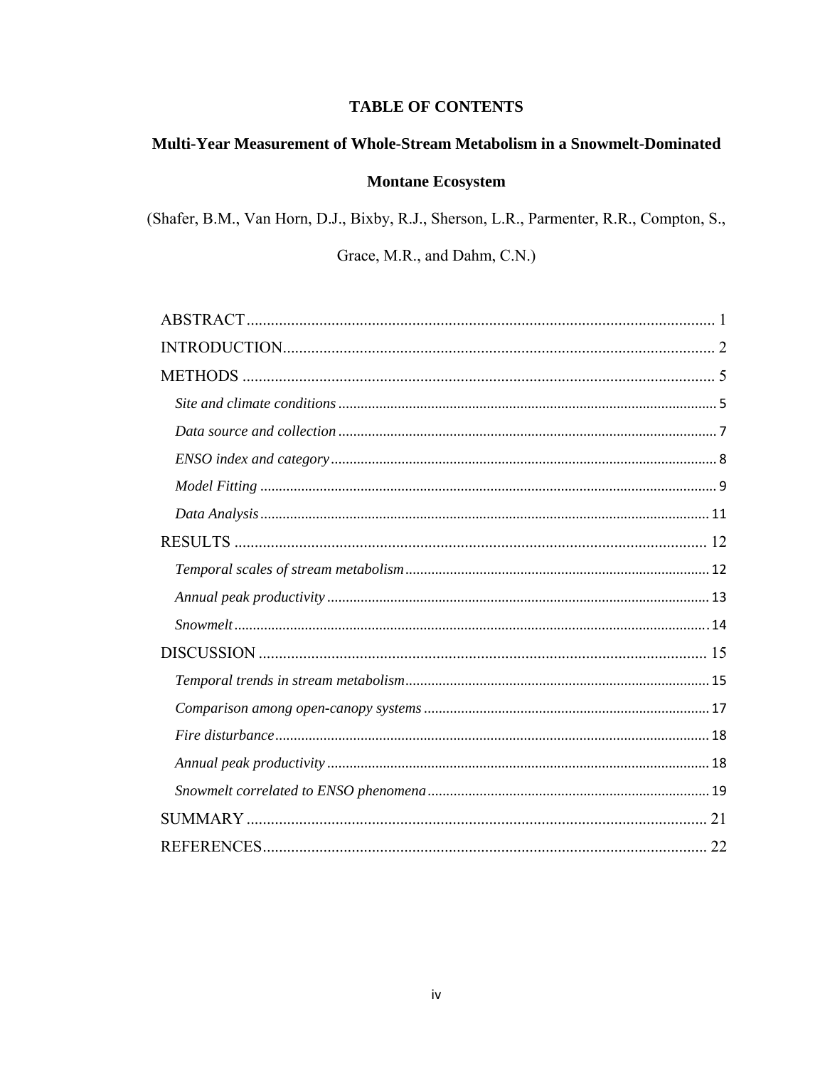# TABLE OF CONTENTS

## Multi-Year Measurement of Whole-Stream Metabolism in a Snowmelt-Dominated Montane Ecosystem

(Shafer, B.M., Van Horn, D.J., Bixby, R.J., Sherson, L.R., Parmenter, R.R., Compton, S., Grace, M.R., and Dahm, C.N.)

ABSTRACT ..... 1

INTRODUCTION ..... 2

METHODS ..... 5

- *Site and climate conditions* ..... 5
- *Data source and collection* ..... 7
- *ENSO index and category* ..... 8
- *Model Fitting* ..... 9
- *Data Analysis* ..... 11

RESULTS ..... 12

- *Temporal scales of stream metabolism* ..... 12
- *Annual peak productivity* ..... 13
- *Snowmelt* ..... 14

DISCUSSION ..... 15

- *Temporal trends in stream metabolism* ..... 15
- *Comparison among open-canopy systems* ..... 17
- *Fire disturbance* ..... 18
- *Annual peak productivity* ..... 18
- *Snowmelt correlated to ENSO phenomena* ..... 19

SUMMARY ..... 21

REFERENCES ..... 22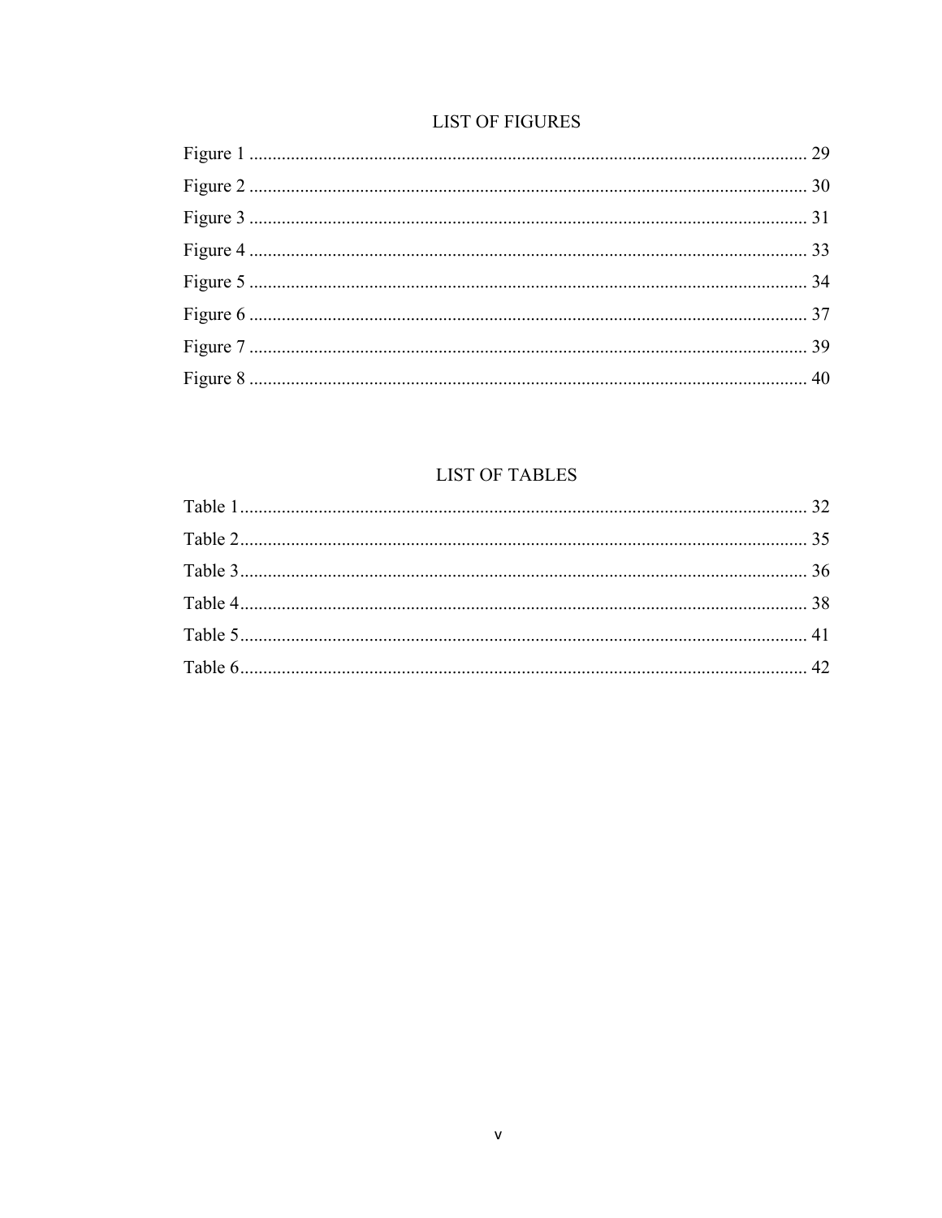## LIST OF FIGURES

Figure 1 ........................................................................................................................ 29
Figure 2 ........................................................................................................................ 30
Figure 3 ........................................................................................................................ 31
Figure 4 ........................................................................................................................ 33
Figure 5 ........................................................................................................................ 34
Figure 6 ........................................................................................................................ 37
Figure 7 ........................................................................................................................ 39
Figure 8 ........................................................................................................................ 40

## LIST OF TABLES

Table 1.......................................................................................................................... 32
Table 2.......................................................................................................................... 35
Table 3.......................................................................................................................... 36
Table 4.......................................................................................................................... 38
Table 5.......................................................................................................................... 41
Table 6.......................................................................................................................... 42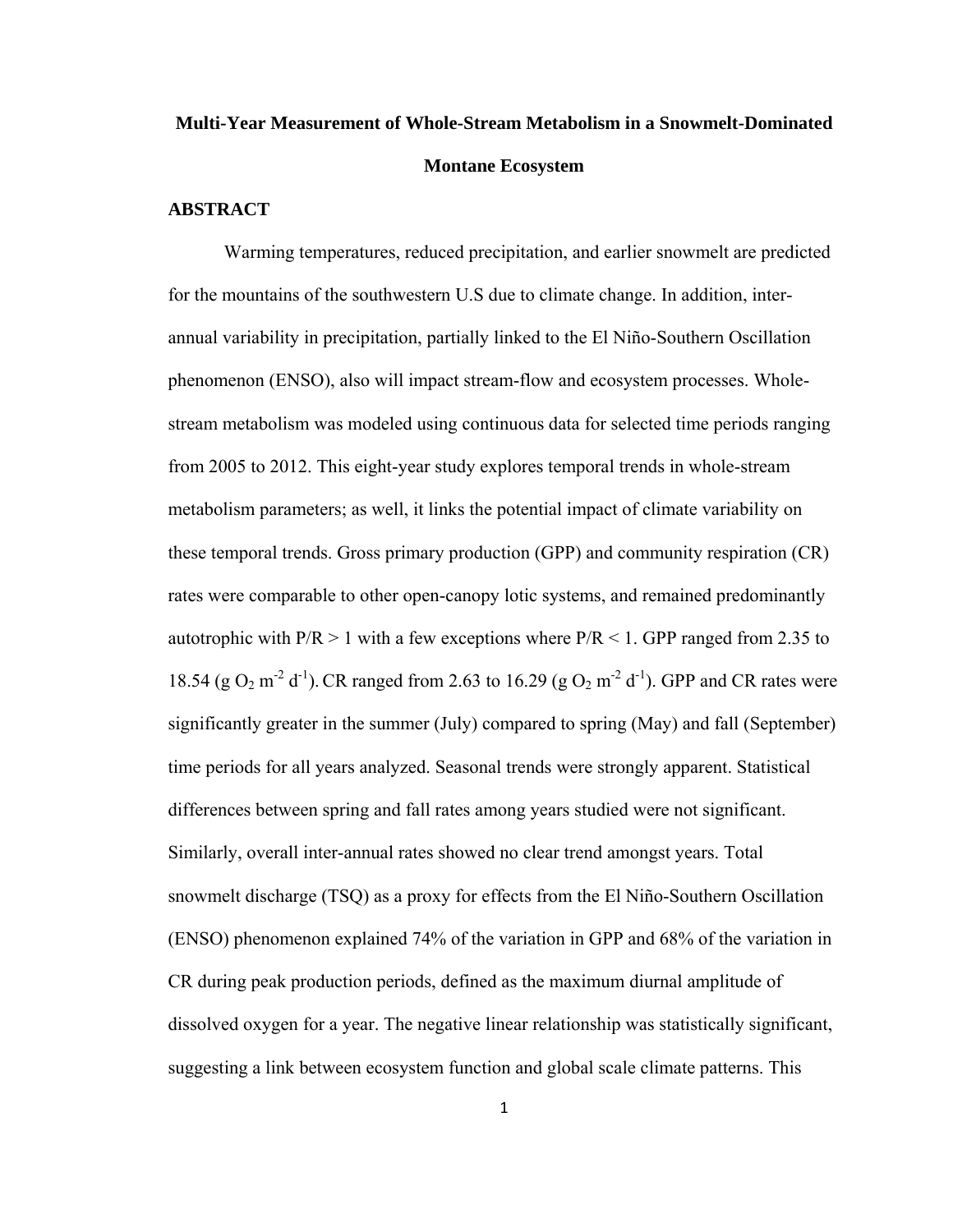# Multi-Year Measurement of Whole-Stream Metabolism in a Snowmelt-Dominated Montane Ecosystem

## ABSTRACT

Warming temperatures, reduced precipitation, and earlier snowmelt are predicted for the mountains of the southwestern U.S due to climate change. In addition, inter-annual variability in precipitation, partially linked to the El Niño-Southern Oscillation phenomenon (ENSO), also will impact stream-flow and ecosystem processes. Whole-stream metabolism was modeled using continuous data for selected time periods ranging from 2005 to 2012. This eight-year study explores temporal trends in whole-stream metabolism parameters; as well, it links the potential impact of climate variability on these temporal trends. Gross primary production (GPP) and community respiration (CR) rates were comparable to other open-canopy lotic systems, and remained predominantly autotrophic with P/R > 1 with a few exceptions where P/R < 1. GPP ranged from 2.35 to 18.54 (g $O_2$ $m^{-2}$ $d^{-1}$). CR ranged from 2.63 to 16.29 (g $O_2$ $m^{-2}$ $d^{-1}$). GPP and CR rates were significantly greater in the summer (July) compared to spring (May) and fall (September) time periods for all years analyzed. Seasonal trends were strongly apparent. Statistical differences between spring and fall rates among years studied were not significant. Similarly, overall inter-annual rates showed no clear trend amongst years. Total snowmelt discharge (TSQ) as a proxy for effects from the El Niño-Southern Oscillation (ENSO) phenomenon explained 74% of the variation in GPP and 68% of the variation in CR during peak production periods, defined as the maximum diurnal amplitude of dissolved oxygen for a year. The negative linear relationship was statistically significant, suggesting a link between ecosystem function and global scale climate patterns. This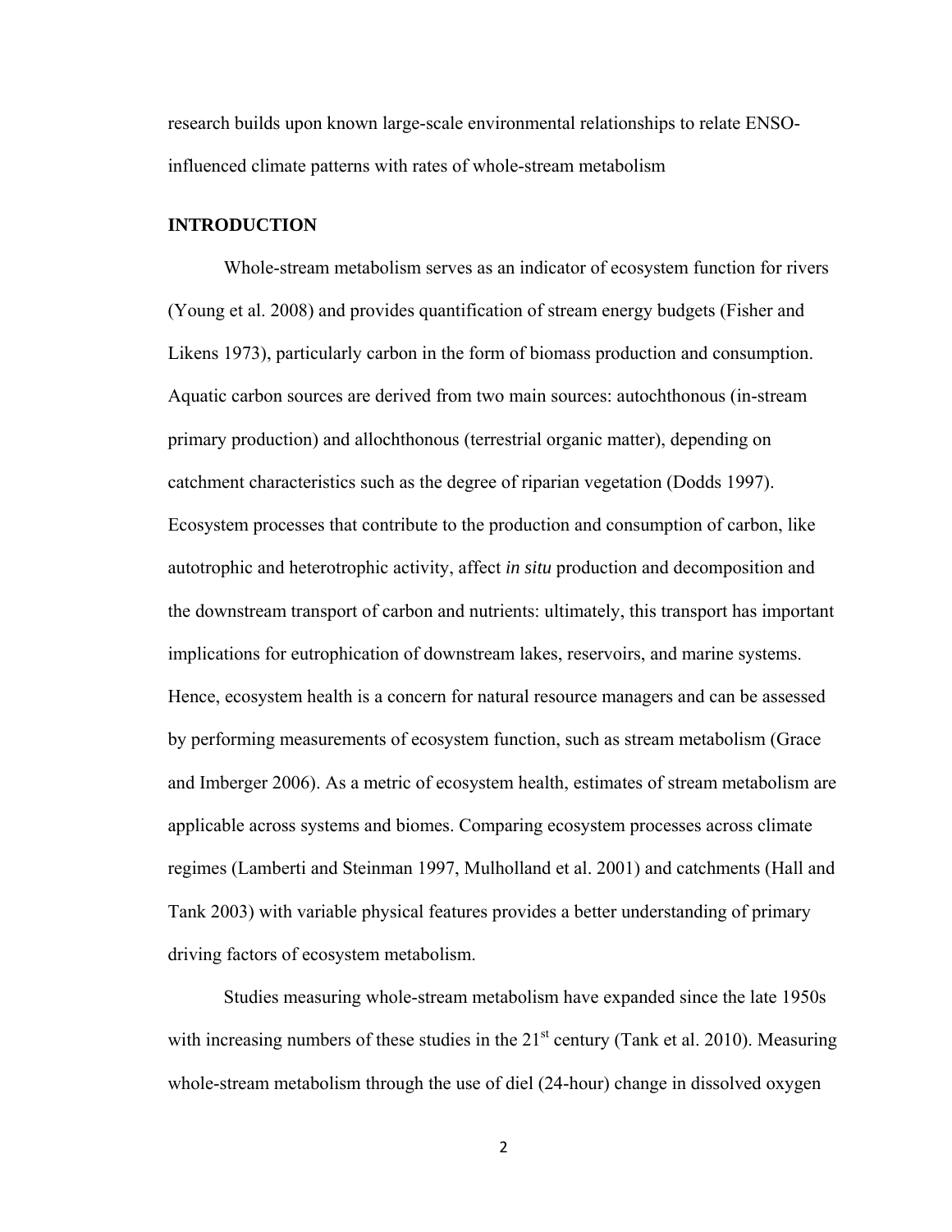research builds upon known large-scale environmental relationships to relate ENSO-influenced climate patterns with rates of whole-stream metabolism

## INTRODUCTION

Whole-stream metabolism serves as an indicator of ecosystem function for rivers (Young et al. 2008) and provides quantification of stream energy budgets (Fisher and Likens 1973), particularly carbon in the form of biomass production and consumption. Aquatic carbon sources are derived from two main sources: autochthonous (in-stream primary production) and allochthonous (terrestrial organic matter), depending on catchment characteristics such as the degree of riparian vegetation (Dodds 1997). Ecosystem processes that contribute to the production and consumption of carbon, like autotrophic and heterotrophic activity, affect *in situ* production and decomposition and the downstream transport of carbon and nutrients: ultimately, this transport has important implications for eutrophication of downstream lakes, reservoirs, and marine systems. Hence, ecosystem health is a concern for natural resource managers and can be assessed by performing measurements of ecosystem function, such as stream metabolism (Grace and Imberger 2006). As a metric of ecosystem health, estimates of stream metabolism are applicable across systems and biomes. Comparing ecosystem processes across climate regimes (Lamberti and Steinman 1997, Mulholland et al. 2001) and catchments (Hall and Tank 2003) with variable physical features provides a better understanding of primary driving factors of ecosystem metabolism.

Studies measuring whole-stream metabolism have expanded since the late 1950s with increasing numbers of these studies in the 21$^{st}$ century (Tank et al. 2010). Measuring whole-stream metabolism through the use of diel (24-hour) change in dissolved oxygen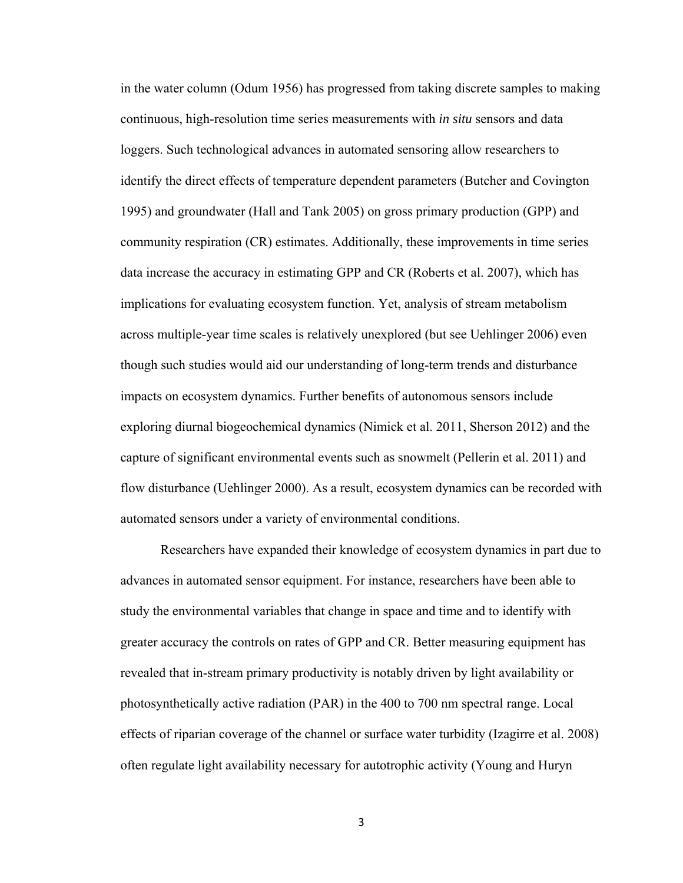in the water column (Odum 1956) has progressed from taking discrete samples to making continuous, high-resolution time series measurements with *in situ* sensors and data loggers. Such technological advances in automated sensoring allow researchers to identify the direct effects of temperature dependent parameters (Butcher and Covington 1995) and groundwater (Hall and Tank 2005) on gross primary production (GPP) and community respiration (CR) estimates. Additionally, these improvements in time series data increase the accuracy in estimating GPP and CR (Roberts et al. 2007), which has implications for evaluating ecosystem function. Yet, analysis of stream metabolism across multiple-year time scales is relatively unexplored (but see Uehlinger 2006) even though such studies would aid our understanding of long-term trends and disturbance impacts on ecosystem dynamics. Further benefits of autonomous sensors include exploring diurnal biogeochemical dynamics (Nimick et al. 2011, Sherson 2012) and the capture of significant environmental events such as snowmelt (Pellerin et al. 2011) and flow disturbance (Uehlinger 2000). As a result, ecosystem dynamics can be recorded with automated sensors under a variety of environmental conditions.

Researchers have expanded their knowledge of ecosystem dynamics in part due to advances in automated sensor equipment. For instance, researchers have been able to study the environmental variables that change in space and time and to identify with greater accuracy the controls on rates of GPP and CR. Better measuring equipment has revealed that in-stream primary productivity is notably driven by light availability or photosynthetically active radiation (PAR) in the 400 to 700 nm spectral range. Local effects of riparian coverage of the channel or surface water turbidity (Izagirre et al. 2008) often regulate light availability necessary for autotrophic activity (Young and Huryn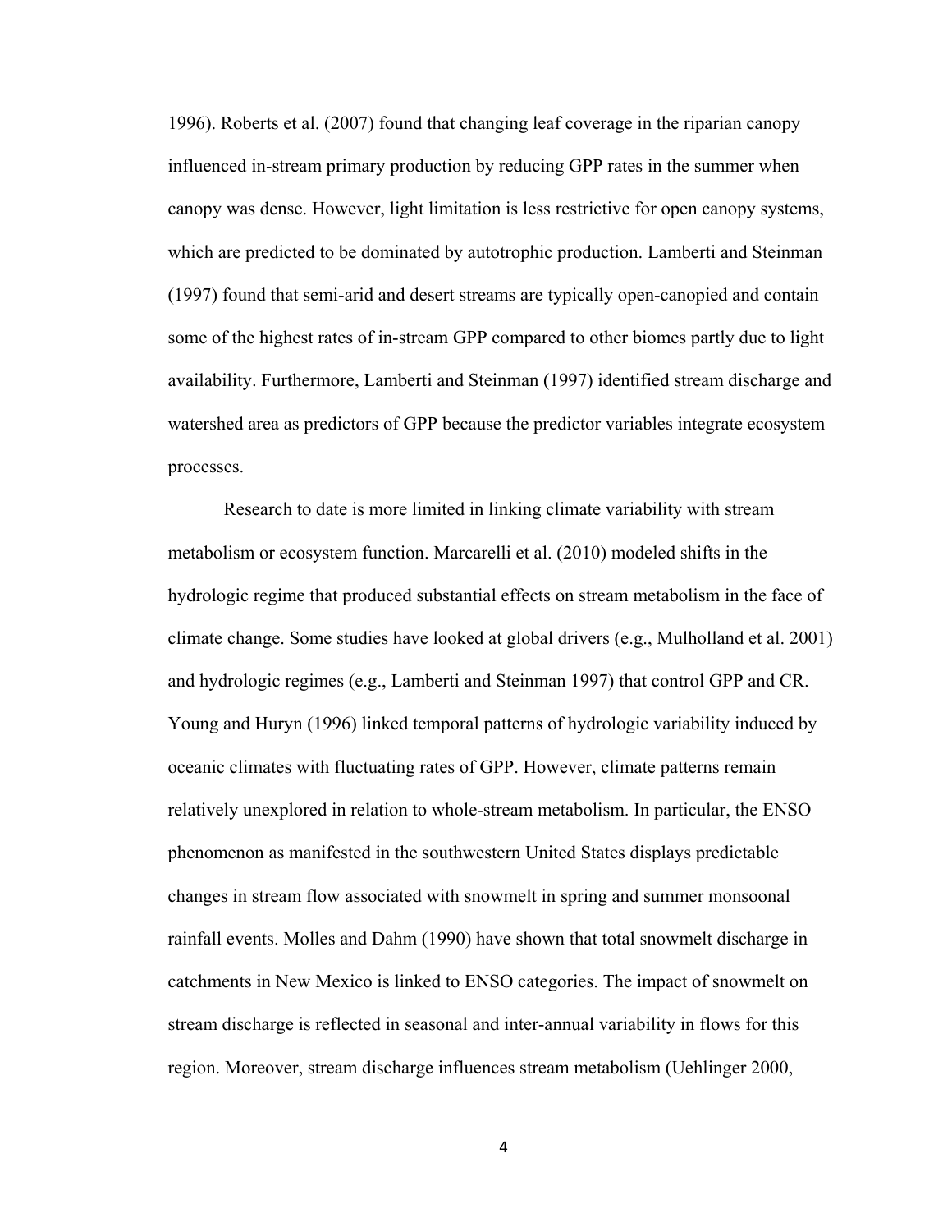1996). Roberts et al. (2007) found that changing leaf coverage in the riparian canopy influenced in-stream primary production by reducing GPP rates in the summer when canopy was dense. However, light limitation is less restrictive for open canopy systems, which are predicted to be dominated by autotrophic production. Lamberti and Steinman (1997) found that semi-arid and desert streams are typically open-canopied and contain some of the highest rates of in-stream GPP compared to other biomes partly due to light availability. Furthermore, Lamberti and Steinman (1997) identified stream discharge and watershed area as predictors of GPP because the predictor variables integrate ecosystem processes.

Research to date is more limited in linking climate variability with stream metabolism or ecosystem function. Marcarelli et al. (2010) modeled shifts in the hydrologic regime that produced substantial effects on stream metabolism in the face of climate change. Some studies have looked at global drivers (e.g., Mulholland et al. 2001) and hydrologic regimes (e.g., Lamberti and Steinman 1997) that control GPP and CR. Young and Huryn (1996) linked temporal patterns of hydrologic variability induced by oceanic climates with fluctuating rates of GPP. However, climate patterns remain relatively unexplored in relation to whole-stream metabolism. In particular, the ENSO phenomenon as manifested in the southwestern United States displays predictable changes in stream flow associated with snowmelt in spring and summer monsoonal rainfall events. Molles and Dahm (1990) have shown that total snowmelt discharge in catchments in New Mexico is linked to ENSO categories. The impact of snowmelt on stream discharge is reflected in seasonal and inter-annual variability in flows for this region. Moreover, stream discharge influences stream metabolism (Uehlinger 2000,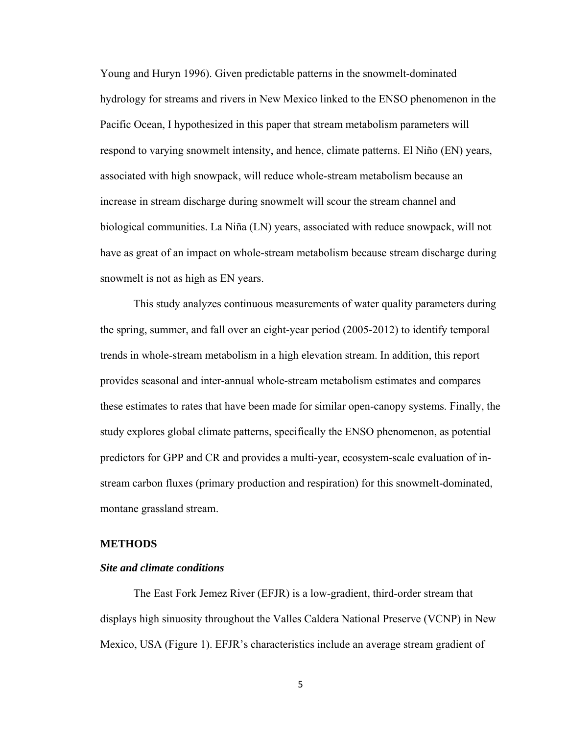Young and Huryn 1996). Given predictable patterns in the snowmelt-dominated hydrology for streams and rivers in New Mexico linked to the ENSO phenomenon in the Pacific Ocean, I hypothesized in this paper that stream metabolism parameters will respond to varying snowmelt intensity, and hence, climate patterns. El Niño (EN) years, associated with high snowpack, will reduce whole-stream metabolism because an increase in stream discharge during snowmelt will scour the stream channel and biological communities. La Niña (LN) years, associated with reduce snowpack, will not have as great of an impact on whole-stream metabolism because stream discharge during snowmelt is not as high as EN years.

This study analyzes continuous measurements of water quality parameters during the spring, summer, and fall over an eight-year period (2005-2012) to identify temporal trends in whole-stream metabolism in a high elevation stream. In addition, this report provides seasonal and inter-annual whole-stream metabolism estimates and compares these estimates to rates that have been made for similar open-canopy systems. Finally, the study explores global climate patterns, specifically the ENSO phenomenon, as potential predictors for GPP and CR and provides a multi-year, ecosystem-scale evaluation of in-stream carbon fluxes (primary production and respiration) for this snowmelt-dominated, montane grassland stream.

## METHODS

### *Site and climate conditions*

The East Fork Jemez River (EFJR) is a low-gradient, third-order stream that displays high sinuosity throughout the Valles Caldera National Preserve (VCNP) in New Mexico, USA (Figure 1). EFJR's characteristics include an average stream gradient of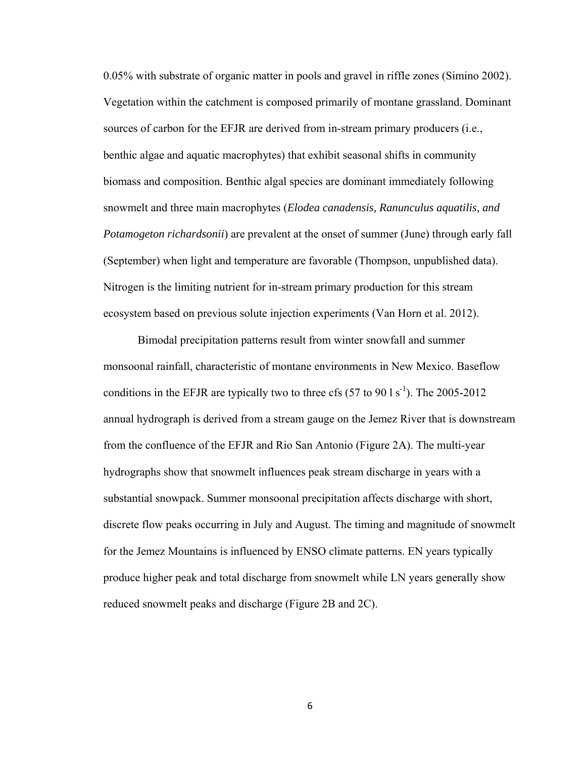0.05% with substrate of organic matter in pools and gravel in riffle zones (Simino 2002). Vegetation within the catchment is composed primarily of montane grassland. Dominant sources of carbon for the EFJR are derived from in-stream primary producers (i.e., benthic algae and aquatic macrophytes) that exhibit seasonal shifts in community biomass and composition. Benthic algal species are dominant immediately following snowmelt and three main macrophytes (*Elodea canadensis, Ranunculus aquatilis, and Potamogeton richardsonii*) are prevalent at the onset of summer (June) through early fall (September) when light and temperature are favorable (Thompson, unpublished data). Nitrogen is the limiting nutrient for in-stream primary production for this stream ecosystem based on previous solute injection experiments (Van Horn et al. 2012).

Bimodal precipitation patterns result from winter snowfall and summer monsoonal rainfall, characteristic of montane environments in New Mexico. Baseflow conditions in the EFJR are typically two to three cfs (57 to 90 l $s^{-1}$). The 2005-2012 annual hydrograph is derived from a stream gauge on the Jemez River that is downstream from the confluence of the EFJR and Rio San Antonio (Figure 2A). The multi-year hydrographs show that snowmelt influences peak stream discharge in years with a substantial snowpack. Summer monsoonal precipitation affects discharge with short, discrete flow peaks occurring in July and August. The timing and magnitude of snowmelt for the Jemez Mountains is influenced by ENSO climate patterns. EN years typically produce higher peak and total discharge from snowmelt while LN years generally show reduced snowmelt peaks and discharge (Figure 2B and 2C).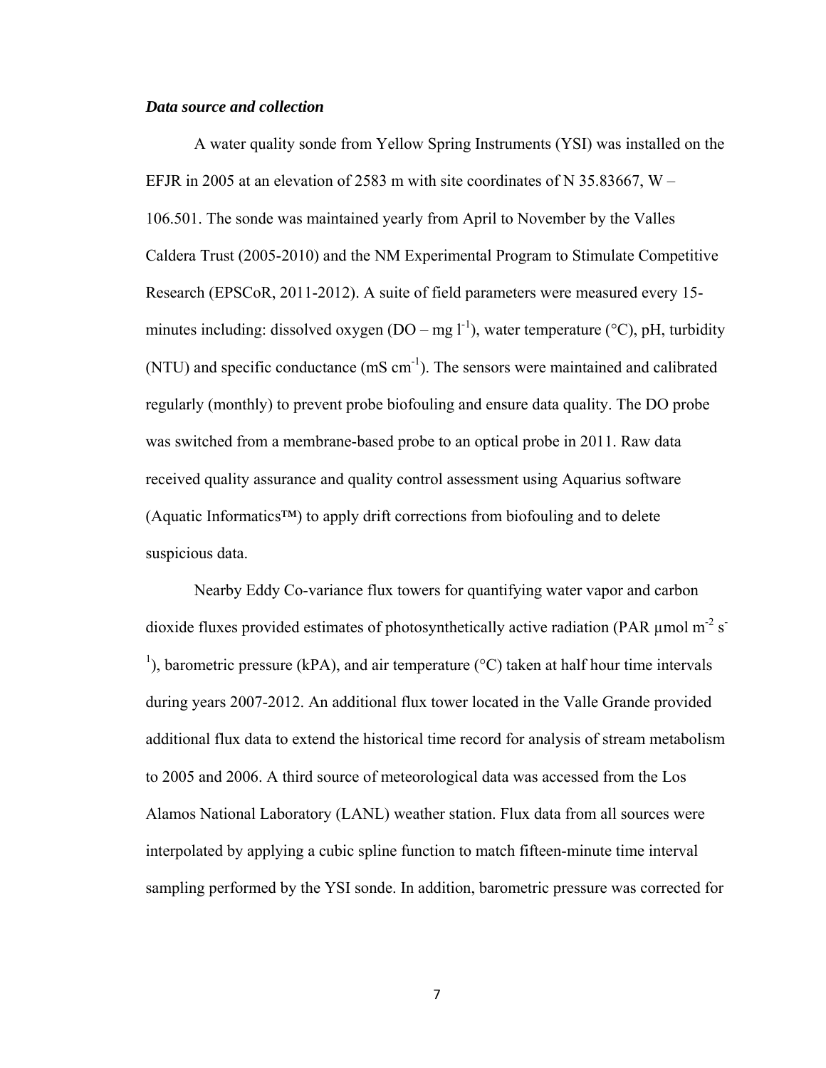### *Data source and collection*

A water quality sonde from Yellow Spring Instruments (YSI) was installed on the EFJR in 2005 at an elevation of 2583 m with site coordinates of N 35.83667, W –106.501. The sonde was maintained yearly from April to November by the Valles Caldera Trust (2005-2010) and the NM Experimental Program to Stimulate Competitive Research (EPSCoR, 2011-2012). A suite of field parameters were measured every 15-minutes including: dissolved oxygen (DO – mg $l^{-1}$), water temperature (°C), pH, turbidity (NTU) and specific conductance (mS $cm^{-1}$). The sensors were maintained and calibrated regularly (monthly) to prevent probe biofouling and ensure data quality. The DO probe was switched from a membrane-based probe to an optical probe in 2011. Raw data received quality assurance and quality control assessment using Aquarius software (Aquatic Informatics™) to apply drift corrections from biofouling and to delete suspicious data.

Nearby Eddy Co-variance flux towers for quantifying water vapor and carbon dioxide fluxes provided estimates of photosynthetically active radiation (PAR µmol $m^{-2}$ $s^{-1}$), barometric pressure (kPA), and air temperature (°C) taken at half hour time intervals during years 2007-2012. An additional flux tower located in the Valle Grande provided additional flux data to extend the historical time record for analysis of stream metabolism to 2005 and 2006. A third source of meteorological data was accessed from the Los Alamos National Laboratory (LANL) weather station. Flux data from all sources were interpolated by applying a cubic spline function to match fifteen-minute time interval sampling performed by the YSI sonde. In addition, barometric pressure was corrected for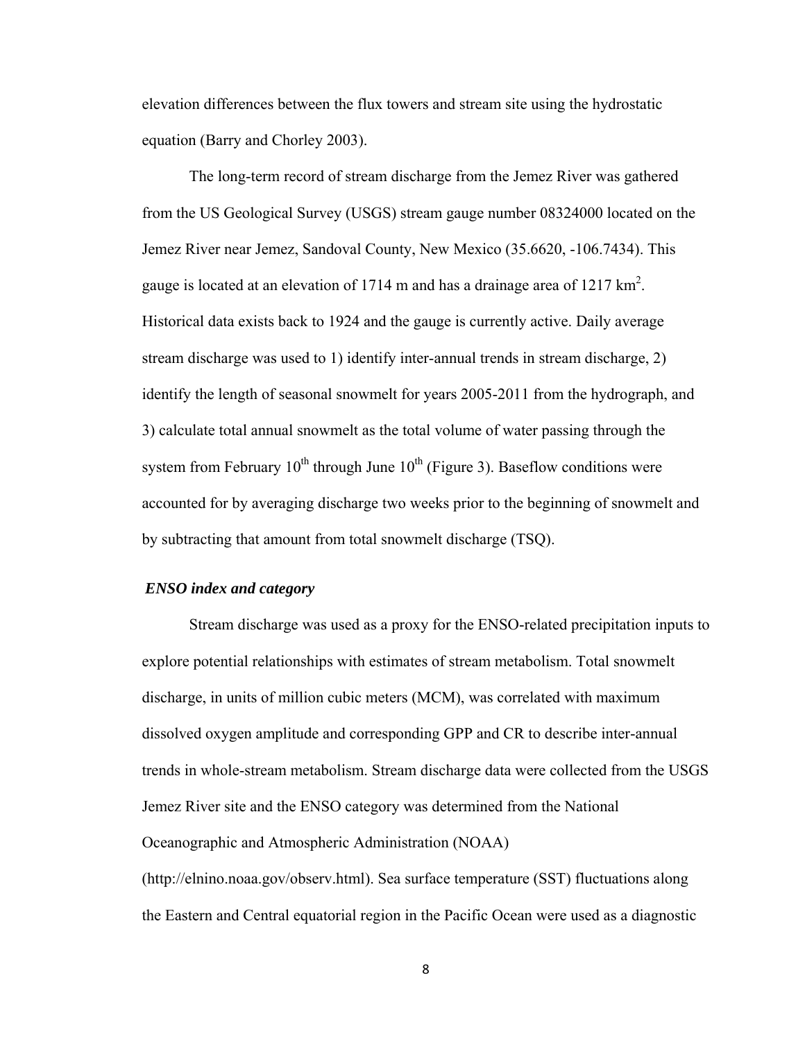elevation differences between the flux towers and stream site using the hydrostatic equation (Barry and Chorley 2003).

The long-term record of stream discharge from the Jemez River was gathered from the US Geological Survey (USGS) stream gauge number 08324000 located on the Jemez River near Jemez, Sandoval County, New Mexico (35.6620, -106.7434). This gauge is located at an elevation of 1714 m and has a drainage area of 1217 $km^2$. Historical data exists back to 1924 and the gauge is currently active. Daily average stream discharge was used to 1) identify inter-annual trends in stream discharge, 2) identify the length of seasonal snowmelt for years 2005-2011 from the hydrograph, and 3) calculate total annual snowmelt as the total volume of water passing through the system from February $10^{th}$ through June $10^{th}$ (Figure 3). Baseflow conditions were accounted for by averaging discharge two weeks prior to the beginning of snowmelt and by subtracting that amount from total snowmelt discharge (TSQ).

### *ENSO index and category*

Stream discharge was used as a proxy for the ENSO-related precipitation inputs to explore potential relationships with estimates of stream metabolism. Total snowmelt discharge, in units of million cubic meters (MCM), was correlated with maximum dissolved oxygen amplitude and corresponding GPP and CR to describe inter-annual trends in whole-stream metabolism. Stream discharge data were collected from the USGS Jemez River site and the ENSO category was determined from the National Oceanographic and Atmospheric Administration (NOAA) (http://elnino.noaa.gov/observ.html). Sea surface temperature (SST) fluctuations along the Eastern and Central equatorial region in the Pacific Ocean were used as a diagnostic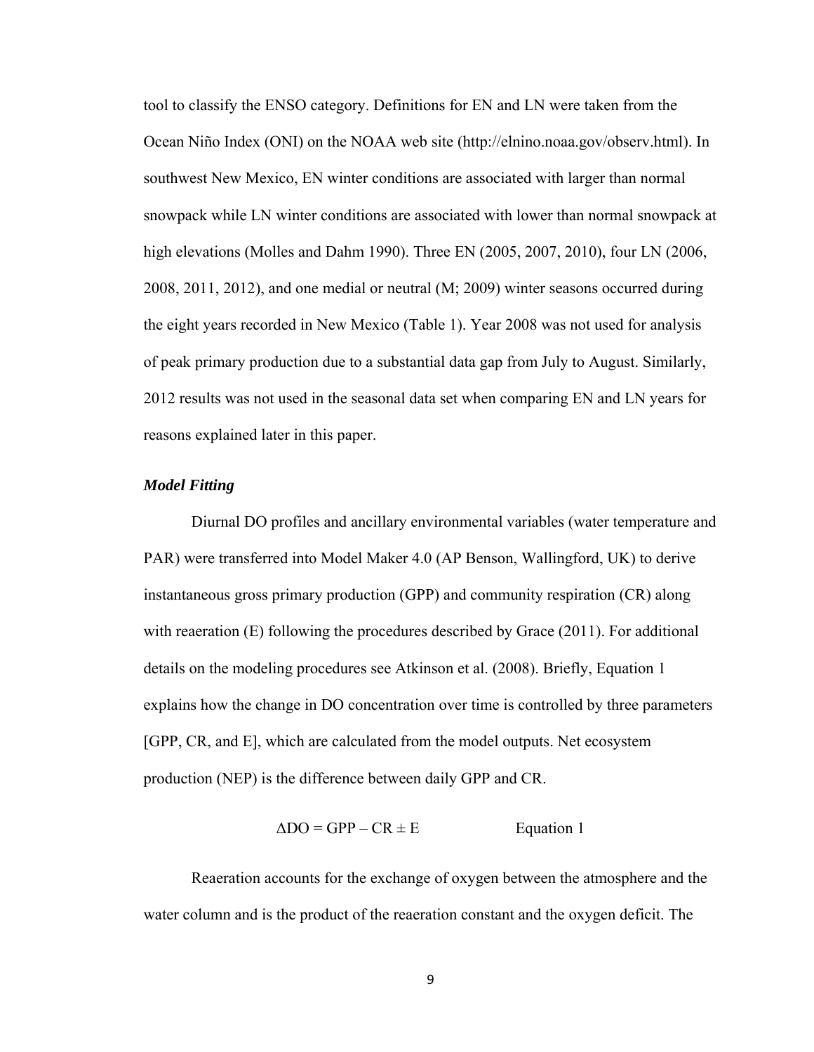tool to classify the ENSO category. Definitions for EN and LN were taken from the Ocean Niño Index (ONI) on the NOAA web site (http://elnino.noaa.gov/observ.html). In southwest New Mexico, EN winter conditions are associated with larger than normal snowpack while LN winter conditions are associated with lower than normal snowpack at high elevations (Molles and Dahm 1990). Three EN (2005, 2007, 2010), four LN (2006, 2008, 2011, 2012), and one medial or neutral (M; 2009) winter seasons occurred during the eight years recorded in New Mexico (Table 1). Year 2008 was not used for analysis of peak primary production due to a substantial data gap from July to August. Similarly, 2012 results was not used in the seasonal data set when comparing EN and LN years for reasons explained later in this paper.

### *Model Fitting*

Diurnal DO profiles and ancillary environmental variables (water temperature and PAR) were transferred into Model Maker 4.0 (AP Benson, Wallingford, UK) to derive instantaneous gross primary production (GPP) and community respiration (CR) along with reaeration (E) following the procedures described by Grace (2011). For additional details on the modeling procedures see Atkinson et al. (2008). Briefly, Equation 1 explains how the change in DO concentration over time is controlled by three parameters [GPP, CR, and E], which are calculated from the model outputs. Net ecosystem production (NEP) is the difference between daily GPP and CR.

$$\Delta DO = GPP - CR \pm E \qquad \text{Equation 1}$$

Reaeration accounts for the exchange of oxygen between the atmosphere and the water column and is the product of the reaeration constant and the oxygen deficit. The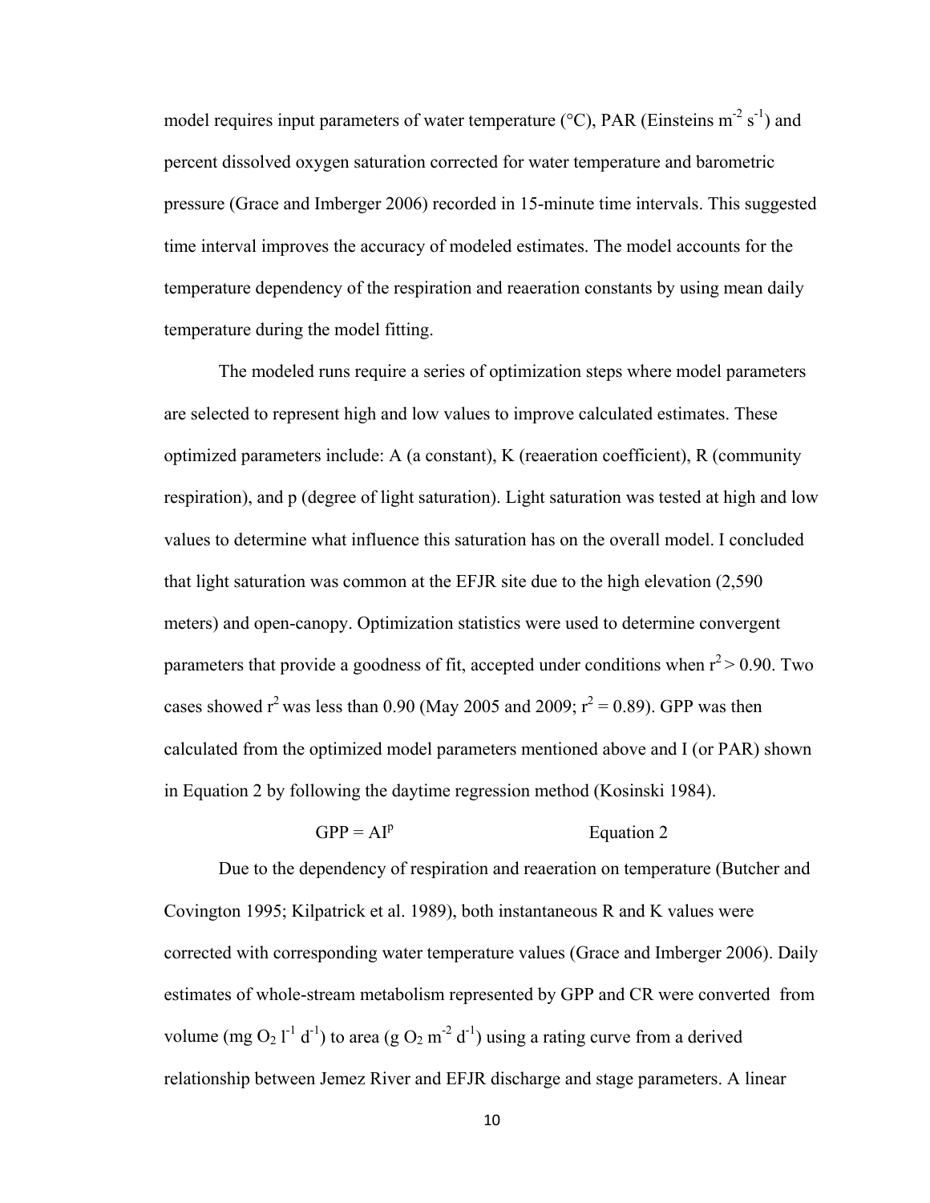model requires input parameters of water temperature (°C), PAR (Einsteins $m^{-2}$ $s^{-1}$) and percent dissolved oxygen saturation corrected for water temperature and barometric pressure (Grace and Imberger 2006) recorded in 15-minute time intervals. This suggested time interval improves the accuracy of modeled estimates. The model accounts for the temperature dependency of the respiration and reaeration constants by using mean daily temperature during the model fitting.

The modeled runs require a series of optimization steps where model parameters are selected to represent high and low values to improve calculated estimates. These optimized parameters include: A (a constant), K (reaeration coefficient), R (community respiration), and p (degree of light saturation). Light saturation was tested at high and low values to determine what influence this saturation has on the overall model. I concluded that light saturation was common at the EFJR site due to the high elevation (2,590 meters) and open-canopy. Optimization statistics were used to determine convergent parameters that provide a goodness of fit, accepted under conditions when $r^2 > 0.90$. Two cases showed $r^2$ was less than 0.90 (May 2005 and 2009; $r^2 = 0.89$). GPP was then calculated from the optimized model parameters mentioned above and I (or PAR) shown in Equation 2 by following the daytime regression method (Kosinski 1984).

$$GPP = AI^p \qquad \text{Equation 2}$$

Due to the dependency of respiration and reaeration on temperature (Butcher and Covington 1995; Kilpatrick et al. 1989), both instantaneous R and K values were corrected with corresponding water temperature values (Grace and Imberger 2006). Daily estimates of whole-stream metabolism represented by GPP and CR were converted from volume (mg $O_2$ $l^{-1}$ $d^{-1}$) to area (g $O_2$ $m^{-2}$ $d^{-1}$) using a rating curve from a derived relationship between Jemez River and EFJR discharge and stage parameters. A linear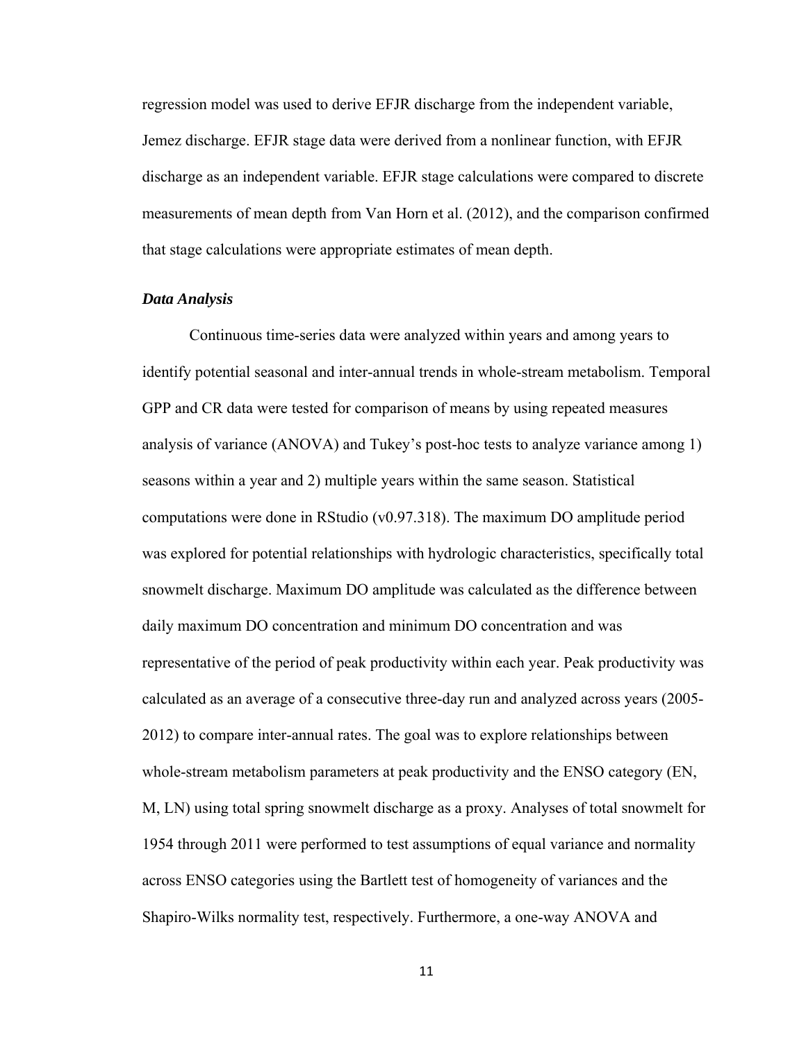regression model was used to derive EFJR discharge from the independent variable, Jemez discharge. EFJR stage data were derived from a nonlinear function, with EFJR discharge as an independent variable. EFJR stage calculations were compared to discrete measurements of mean depth from Van Horn et al. (2012), and the comparison confirmed that stage calculations were appropriate estimates of mean depth.

### *Data Analysis*

Continuous time-series data were analyzed within years and among years to identify potential seasonal and inter-annual trends in whole-stream metabolism. Temporal GPP and CR data were tested for comparison of means by using repeated measures analysis of variance (ANOVA) and Tukey's post-hoc tests to analyze variance among 1) seasons within a year and 2) multiple years within the same season. Statistical computations were done in RStudio (v0.97.318). The maximum DO amplitude period was explored for potential relationships with hydrologic characteristics, specifically total snowmelt discharge. Maximum DO amplitude was calculated as the difference between daily maximum DO concentration and minimum DO concentration and was representative of the period of peak productivity within each year. Peak productivity was calculated as an average of a consecutive three-day run and analyzed across years (2005-2012) to compare inter-annual rates. The goal was to explore relationships between whole-stream metabolism parameters at peak productivity and the ENSO category (EN, M, LN) using total spring snowmelt discharge as a proxy. Analyses of total snowmelt for 1954 through 2011 were performed to test assumptions of equal variance and normality across ENSO categories using the Bartlett test of homogeneity of variances and the Shapiro-Wilks normality test, respectively. Furthermore, a one-way ANOVA and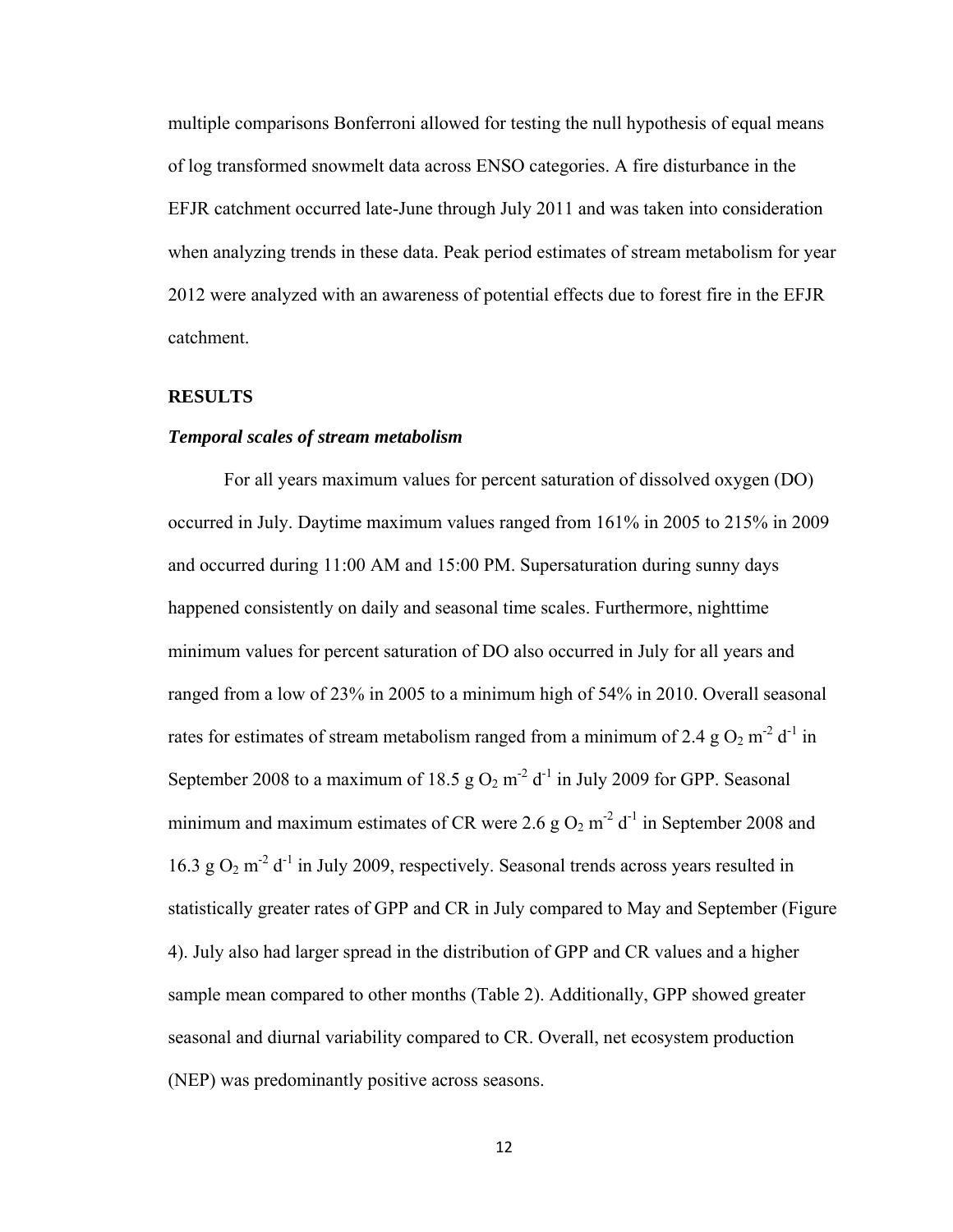multiple comparisons Bonferroni allowed for testing the null hypothesis of equal means of log transformed snowmelt data across ENSO categories. A fire disturbance in the EFJR catchment occurred late-June through July 2011 and was taken into consideration when analyzing trends in these data. Peak period estimates of stream metabolism for year 2012 were analyzed with an awareness of potential effects due to forest fire in the EFJR catchment.

## RESULTS

### *Temporal scales of stream metabolism*

For all years maximum values for percent saturation of dissolved oxygen (DO) occurred in July. Daytime maximum values ranged from 161% in 2005 to 215% in 2009 and occurred during 11:00 AM and 15:00 PM. Supersaturation during sunny days happened consistently on daily and seasonal time scales. Furthermore, nighttime minimum values for percent saturation of DO also occurred in July for all years and ranged from a low of 23% in 2005 to a minimum high of 54% in 2010. Overall seasonal rates for estimates of stream metabolism ranged from a minimum of 2.4 g $O_2$ $m^{-2}$ $d^{-1}$ in September 2008 to a maximum of 18.5 g $O_2$ $m^{-2}$ $d^{-1}$ in July 2009 for GPP. Seasonal minimum and maximum estimates of CR were 2.6 g $O_2$ $m^{-2}$ $d^{-1}$ in September 2008 and 16.3 g $O_2$ $m^{-2}$ $d^{-1}$ in July 2009, respectively. Seasonal trends across years resulted in statistically greater rates of GPP and CR in July compared to May and September (Figure 4). July also had larger spread in the distribution of GPP and CR values and a higher sample mean compared to other months (Table 2). Additionally, GPP showed greater seasonal and diurnal variability compared to CR. Overall, net ecosystem production (NEP) was predominantly positive across seasons.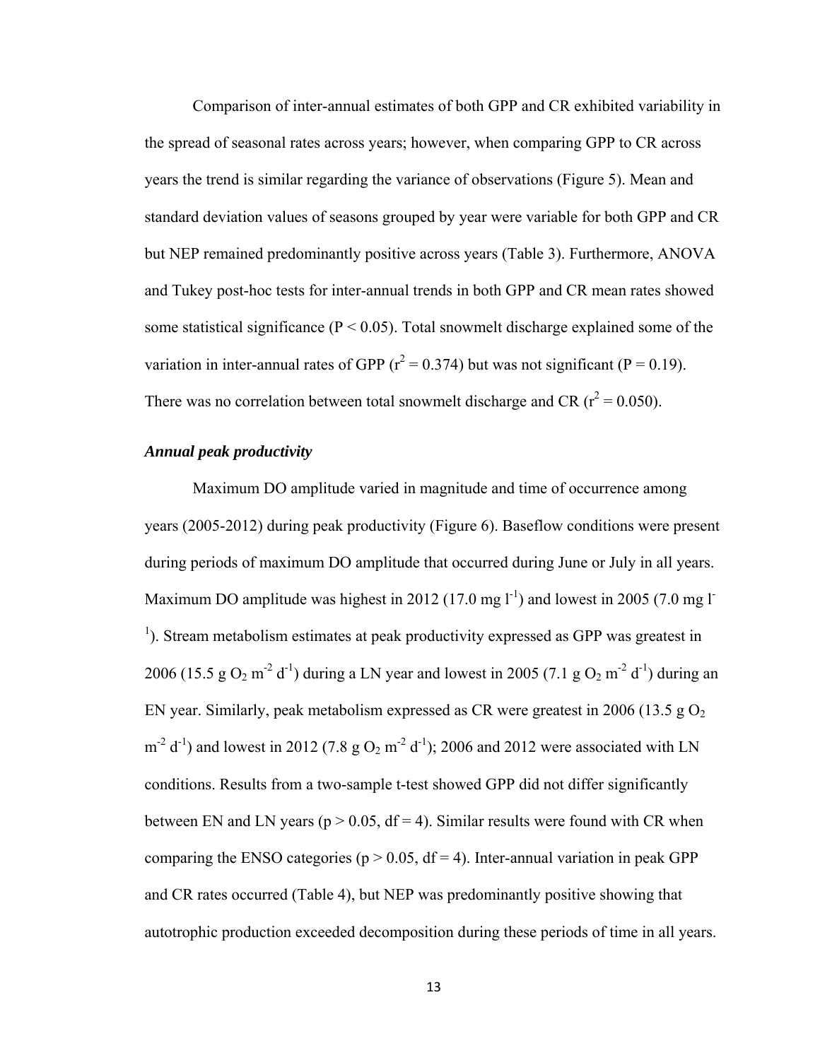Comparison of inter-annual estimates of both GPP and CR exhibited variability in the spread of seasonal rates across years; however, when comparing GPP to CR across years the trend is similar regarding the variance of observations (Figure 5). Mean and standard deviation values of seasons grouped by year were variable for both GPP and CR but NEP remained predominantly positive across years (Table 3). Furthermore, ANOVA and Tukey post-hoc tests for inter-annual trends in both GPP and CR mean rates showed some statistical significance ($P < 0.05$). Total snowmelt discharge explained some of the variation in inter-annual rates of GPP ($r^2 = 0.374$) but was not significant ($P = 0.19$). There was no correlation between total snowmelt discharge and CR ($r^2 = 0.050$).

### *Annual peak productivity*

Maximum DO amplitude varied in magnitude and time of occurrence among years (2005-2012) during peak productivity (Figure 6). Baseflow conditions were present during periods of maximum DO amplitude that occurred during June or July in all years. Maximum DO amplitude was highest in 2012 (17.0 mg $l^{-1}$) and lowest in 2005 (7.0 mg $l^{-1}$). Stream metabolism estimates at peak productivity expressed as GPP was greatest in 2006 (15.5 g $O_2$ $m^{-2}$ $d^{-1}$) during a LN year and lowest in 2005 (7.1 g $O_2$ $m^{-2}$ $d^{-1}$) during an EN year. Similarly, peak metabolism expressed as CR were greatest in 2006 (13.5 g $O_2$ $m^{-2}$ $d^{-1}$) and lowest in 2012 (7.8 g $O_2$ $m^{-2}$ $d^{-1}$); 2006 and 2012 were associated with LN conditions. Results from a two-sample t-test showed GPP did not differ significantly between EN and LN years ($p > 0.05$, $df = 4$). Similar results were found with CR when comparing the ENSO categories ($p > 0.05$, $df = 4$). Inter-annual variation in peak GPP and CR rates occurred (Table 4), but NEP was predominantly positive showing that autotrophic production exceeded decomposition during these periods of time in all years.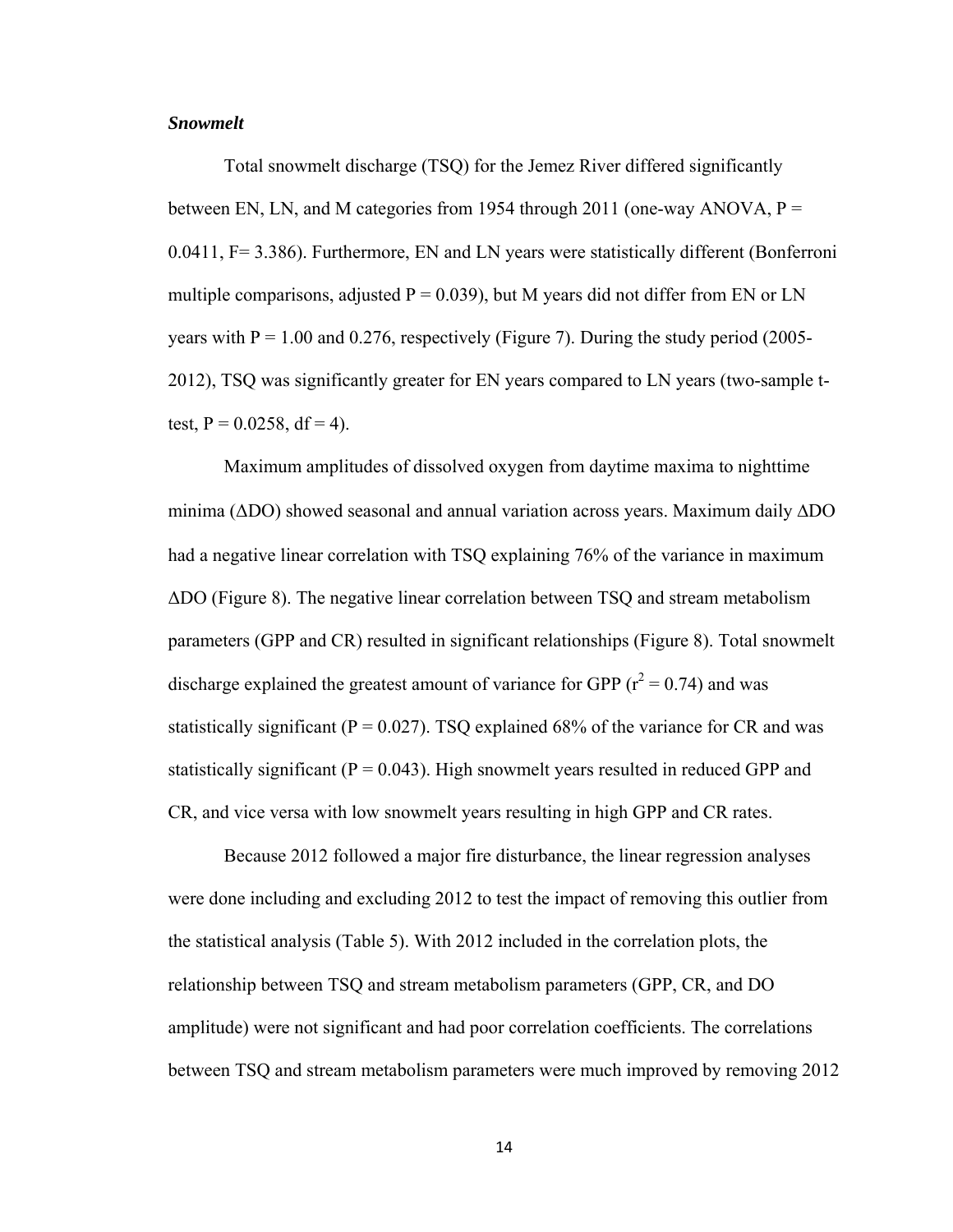### ***Snowmelt***

Total snowmelt discharge (TSQ) for the Jemez River differed significantly between EN, LN, and M categories from 1954 through 2011 (one-way ANOVA, $P = 0.0411$, $F = 3.386$). Furthermore, EN and LN years were statistically different (Bonferroni multiple comparisons, adjusted $P = 0.039$), but M years did not differ from EN or LN years with $P = 1.00$ and $0.276$, respectively (Figure 7). During the study period (2005-2012), TSQ was significantly greater for EN years compared to LN years (two-sample t-test, $P = 0.0258$, $df = 4$).

Maximum amplitudes of dissolved oxygen from daytime maxima to nighttime minima ($\Delta$DO) showed seasonal and annual variation across years. Maximum daily $\Delta$DO had a negative linear correlation with TSQ explaining 76% of the variance in maximum $\Delta$DO (Figure 8). The negative linear correlation between TSQ and stream metabolism parameters (GPP and CR) resulted in significant relationships (Figure 8). Total snowmelt discharge explained the greatest amount of variance for GPP ($r^2 = 0.74$) and was statistically significant ($P = 0.027$). TSQ explained 68% of the variance for CR and was statistically significant ($P = 0.043$). High snowmelt years resulted in reduced GPP and CR, and vice versa with low snowmelt years resulting in high GPP and CR rates.

Because 2012 followed a major fire disturbance, the linear regression analyses were done including and excluding 2012 to test the impact of removing this outlier from the statistical analysis (Table 5). With 2012 included in the correlation plots, the relationship between TSQ and stream metabolism parameters (GPP, CR, and DO amplitude) were not significant and had poor correlation coefficients. The correlations between TSQ and stream metabolism parameters were much improved by removing 2012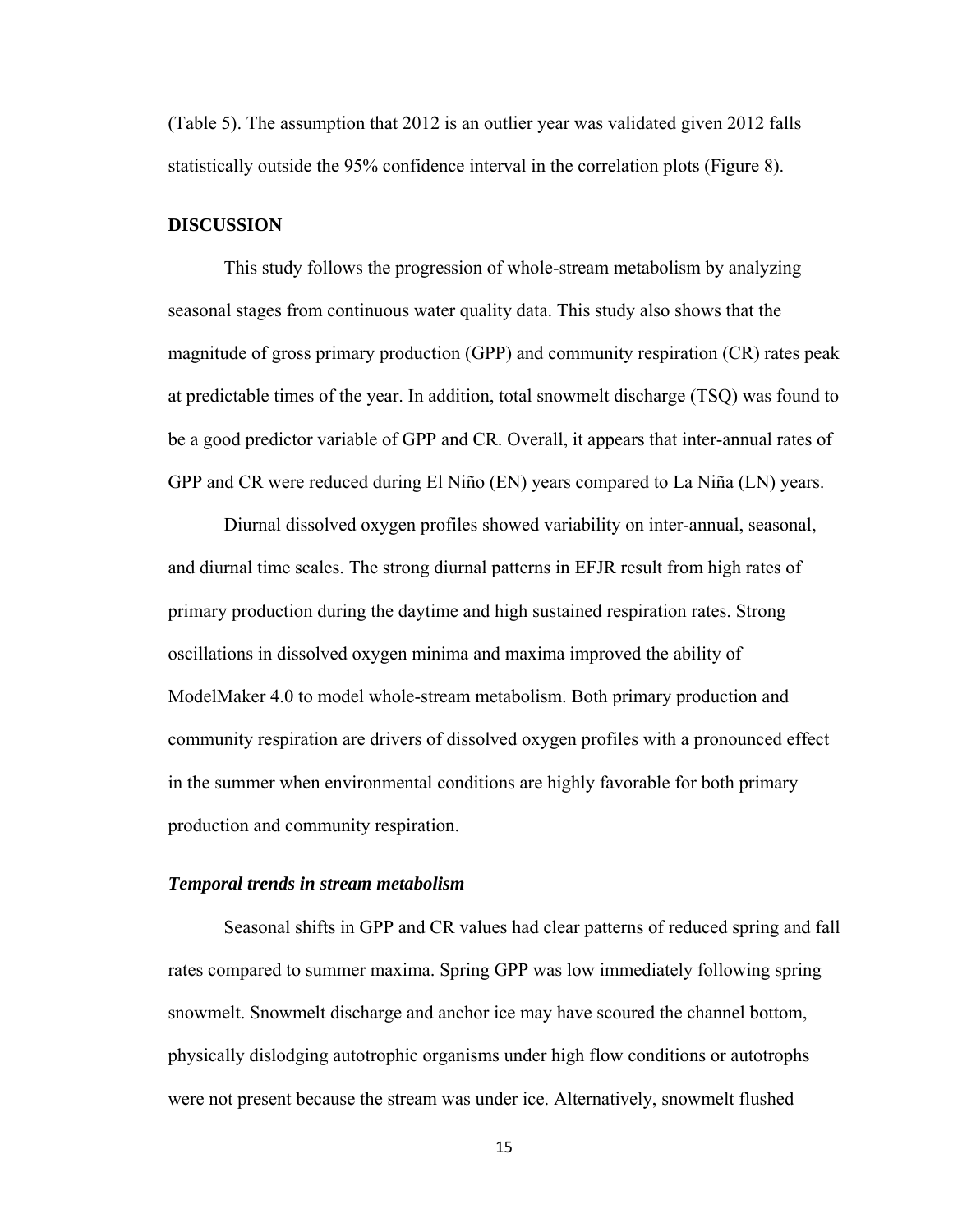(Table 5). The assumption that 2012 is an outlier year was validated given 2012 falls statistically outside the 95% confidence interval in the correlation plots (Figure 8).

## DISCUSSION

This study follows the progression of whole-stream metabolism by analyzing seasonal stages from continuous water quality data. This study also shows that the magnitude of gross primary production (GPP) and community respiration (CR) rates peak at predictable times of the year. In addition, total snowmelt discharge (TSQ) was found to be a good predictor variable of GPP and CR. Overall, it appears that inter-annual rates of GPP and CR were reduced during El Niño (EN) years compared to La Niña (LN) years.

Diurnal dissolved oxygen profiles showed variability on inter-annual, seasonal, and diurnal time scales. The strong diurnal patterns in EFJR result from high rates of primary production during the daytime and high sustained respiration rates. Strong oscillations in dissolved oxygen minima and maxima improved the ability of ModelMaker 4.0 to model whole-stream metabolism. Both primary production and community respiration are drivers of dissolved oxygen profiles with a pronounced effect in the summer when environmental conditions are highly favorable for both primary production and community respiration.

### *Temporal trends in stream metabolism*

Seasonal shifts in GPP and CR values had clear patterns of reduced spring and fall rates compared to summer maxima. Spring GPP was low immediately following spring snowmelt. Snowmelt discharge and anchor ice may have scoured the channel bottom, physically dislodging autotrophic organisms under high flow conditions or autotrophs were not present because the stream was under ice. Alternatively, snowmelt flushed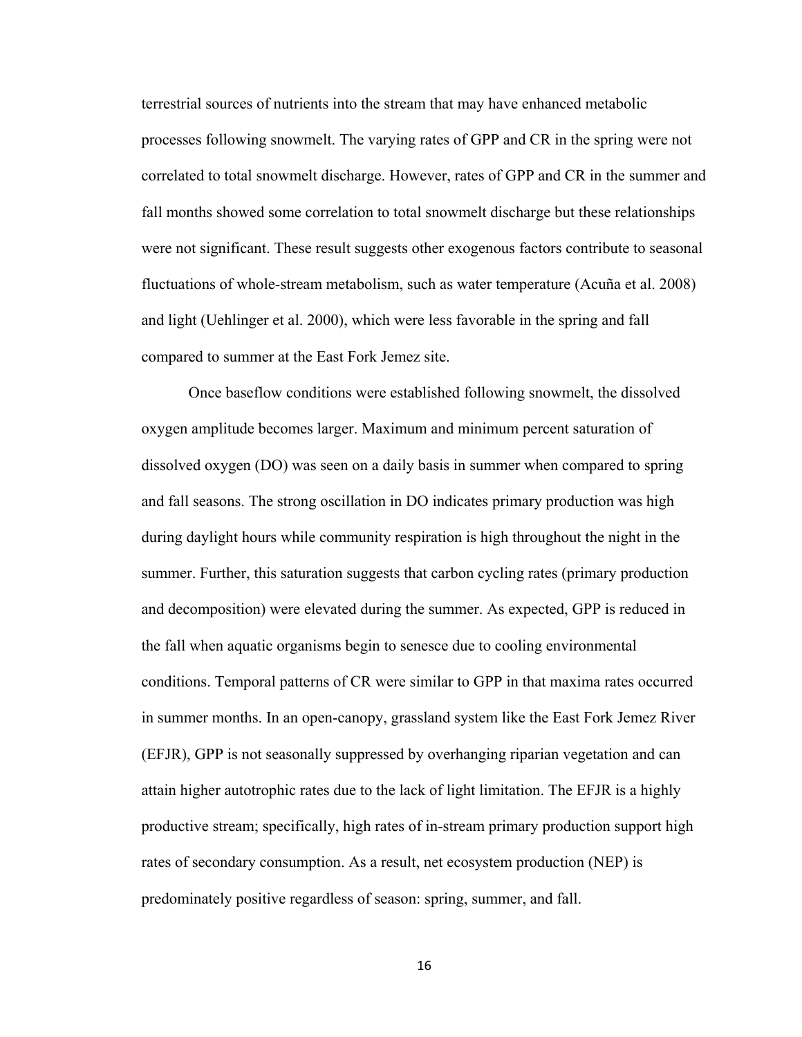terrestrial sources of nutrients into the stream that may have enhanced metabolic processes following snowmelt. The varying rates of GPP and CR in the spring were not correlated to total snowmelt discharge. However, rates of GPP and CR in the summer and fall months showed some correlation to total snowmelt discharge but these relationships were not significant. These result suggests other exogenous factors contribute to seasonal fluctuations of whole-stream metabolism, such as water temperature (Acuña et al. 2008) and light (Uehlinger et al. 2000), which were less favorable in the spring and fall compared to summer at the East Fork Jemez site.

Once baseflow conditions were established following snowmelt, the dissolved oxygen amplitude becomes larger. Maximum and minimum percent saturation of dissolved oxygen (DO) was seen on a daily basis in summer when compared to spring and fall seasons. The strong oscillation in DO indicates primary production was high during daylight hours while community respiration is high throughout the night in the summer. Further, this saturation suggests that carbon cycling rates (primary production and decomposition) were elevated during the summer. As expected, GPP is reduced in the fall when aquatic organisms begin to senesce due to cooling environmental conditions. Temporal patterns of CR were similar to GPP in that maxima rates occurred in summer months. In an open-canopy, grassland system like the East Fork Jemez River (EFJR), GPP is not seasonally suppressed by overhanging riparian vegetation and can attain higher autotrophic rates due to the lack of light limitation. The EFJR is a highly productive stream; specifically, high rates of in-stream primary production support high rates of secondary consumption. As a result, net ecosystem production (NEP) is predominately positive regardless of season: spring, summer, and fall.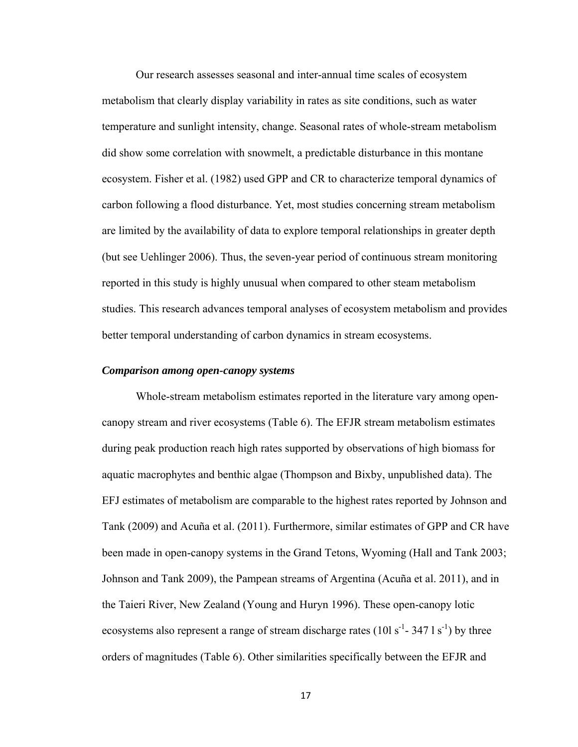Our research assesses seasonal and inter-annual time scales of ecosystem metabolism that clearly display variability in rates as site conditions, such as water temperature and sunlight intensity, change. Seasonal rates of whole-stream metabolism did show some correlation with snowmelt, a predictable disturbance in this montane ecosystem. Fisher et al. (1982) used GPP and CR to characterize temporal dynamics of carbon following a flood disturbance. Yet, most studies concerning stream metabolism are limited by the availability of data to explore temporal relationships in greater depth (but see Uehlinger 2006). Thus, the seven-year period of continuous stream monitoring reported in this study is highly unusual when compared to other steam metabolism studies. This research advances temporal analyses of ecosystem metabolism and provides better temporal understanding of carbon dynamics in stream ecosystems.

***Comparison among open-canopy systems***

Whole-stream metabolism estimates reported in the literature vary among open-canopy stream and river ecosystems (Table 6). The EFJR stream metabolism estimates during peak production reach high rates supported by observations of high biomass for aquatic macrophytes and benthic algae (Thompson and Bixby, unpublished data). The EFJ estimates of metabolism are comparable to the highest rates reported by Johnson and Tank (2009) and Acuña et al. (2011). Furthermore, similar estimates of GPP and CR have been made in open-canopy systems in the Grand Tetons, Wyoming (Hall and Tank 2003; Johnson and Tank 2009), the Pampean streams of Argentina (Acuña et al. 2011), and in the Taieri River, New Zealand (Young and Huryn 1996). These open-canopy lotic ecosystems also represent a range of stream discharge rates (10l $s^{-1}$- 347 l $s^{-1}$) by three orders of magnitudes (Table 6). Other similarities specifically between the EFJR and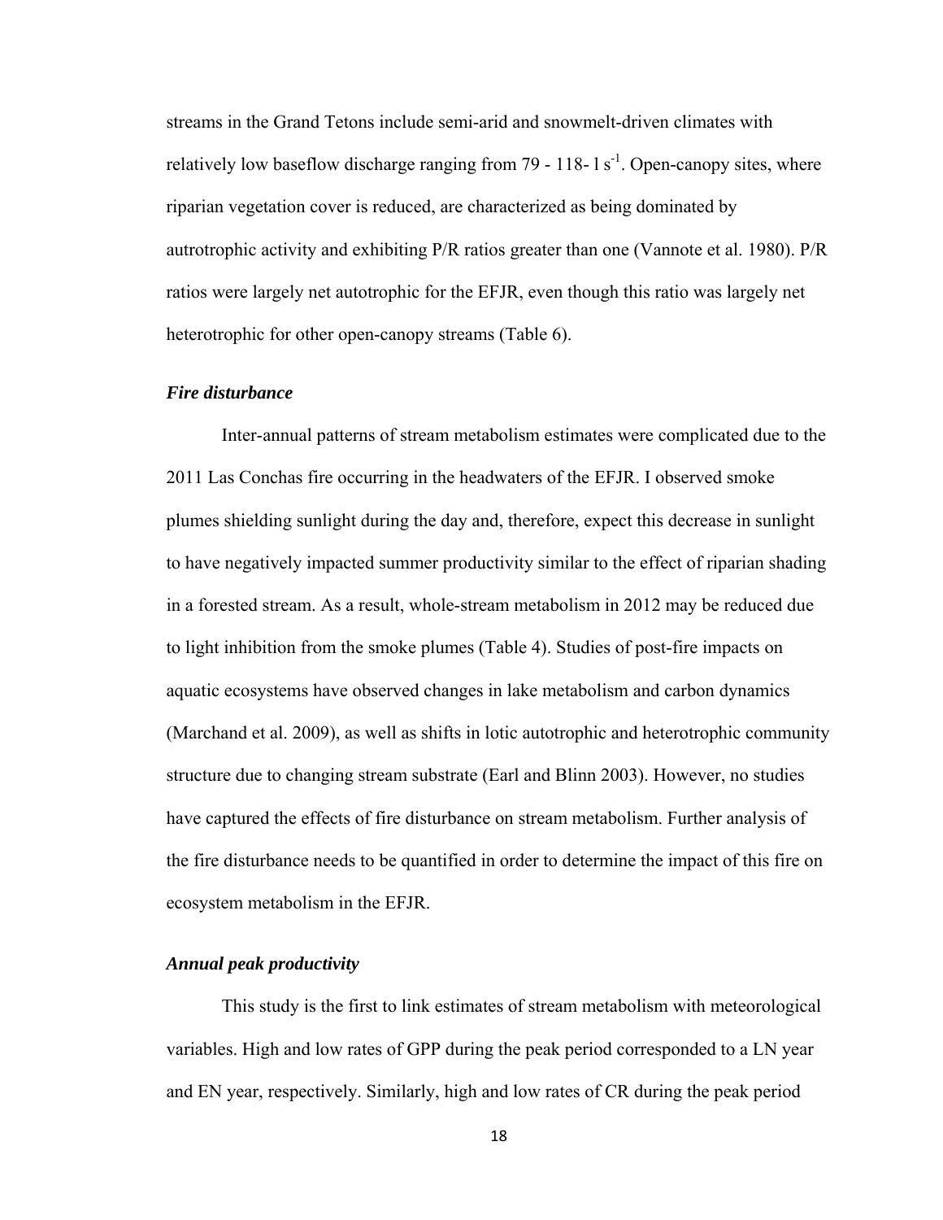streams in the Grand Tetons include semi-arid and snowmelt-driven climates with relatively low baseflow discharge ranging from 79 - 118- l $s^{-1}$. Open-canopy sites, where riparian vegetation cover is reduced, are characterized as being dominated by autrotrophic activity and exhibiting P/R ratios greater than one (Vannote et al. 1980). P/R ratios were largely net autotrophic for the EFJR, even though this ratio was largely net heterotrophic for other open-canopy streams (Table 6).

### *Fire disturbance*

Inter-annual patterns of stream metabolism estimates were complicated due to the 2011 Las Conchas fire occurring in the headwaters of the EFJR. I observed smoke plumes shielding sunlight during the day and, therefore, expect this decrease in sunlight to have negatively impacted summer productivity similar to the effect of riparian shading in a forested stream. As a result, whole-stream metabolism in 2012 may be reduced due to light inhibition from the smoke plumes (Table 4). Studies of post-fire impacts on aquatic ecosystems have observed changes in lake metabolism and carbon dynamics (Marchand et al. 2009), as well as shifts in lotic autotrophic and heterotrophic community structure due to changing stream substrate (Earl and Blinn 2003). However, no studies have captured the effects of fire disturbance on stream metabolism. Further analysis of the fire disturbance needs to be quantified in order to determine the impact of this fire on ecosystem metabolism in the EFJR.

### *Annual peak productivity*

This study is the first to link estimates of stream metabolism with meteorological variables. High and low rates of GPP during the peak period corresponded to a LN year and EN year, respectively. Similarly, high and low rates of CR during the peak period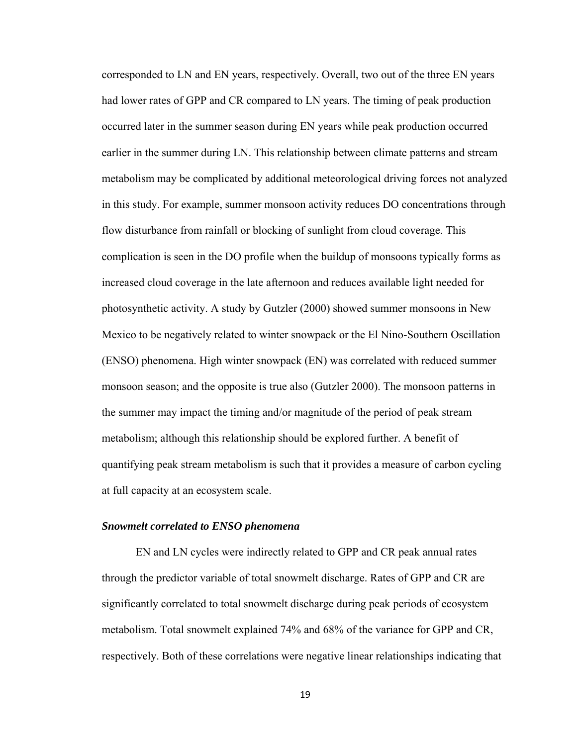corresponded to LN and EN years, respectively. Overall, two out of the three EN years had lower rates of GPP and CR compared to LN years. The timing of peak production occurred later in the summer season during EN years while peak production occurred earlier in the summer during LN. This relationship between climate patterns and stream metabolism may be complicated by additional meteorological driving forces not analyzed in this study. For example, summer monsoon activity reduces DO concentrations through flow disturbance from rainfall or blocking of sunlight from cloud coverage. This complication is seen in the DO profile when the buildup of monsoons typically forms as increased cloud coverage in the late afternoon and reduces available light needed for photosynthetic activity. A study by Gutzler (2000) showed summer monsoons in New Mexico to be negatively related to winter snowpack or the El Nino-Southern Oscillation (ENSO) phenomena. High winter snowpack (EN) was correlated with reduced summer monsoon season; and the opposite is true also (Gutzler 2000). The monsoon patterns in the summer may impact the timing and/or magnitude of the period of peak stream metabolism; although this relationship should be explored further. A benefit of quantifying peak stream metabolism is such that it provides a measure of carbon cycling at full capacity at an ecosystem scale.

### ***Snowmelt correlated to ENSO phenomena***

EN and LN cycles were indirectly related to GPP and CR peak annual rates through the predictor variable of total snowmelt discharge. Rates of GPP and CR are significantly correlated to total snowmelt discharge during peak periods of ecosystem metabolism. Total snowmelt explained 74% and 68% of the variance for GPP and CR, respectively. Both of these correlations were negative linear relationships indicating that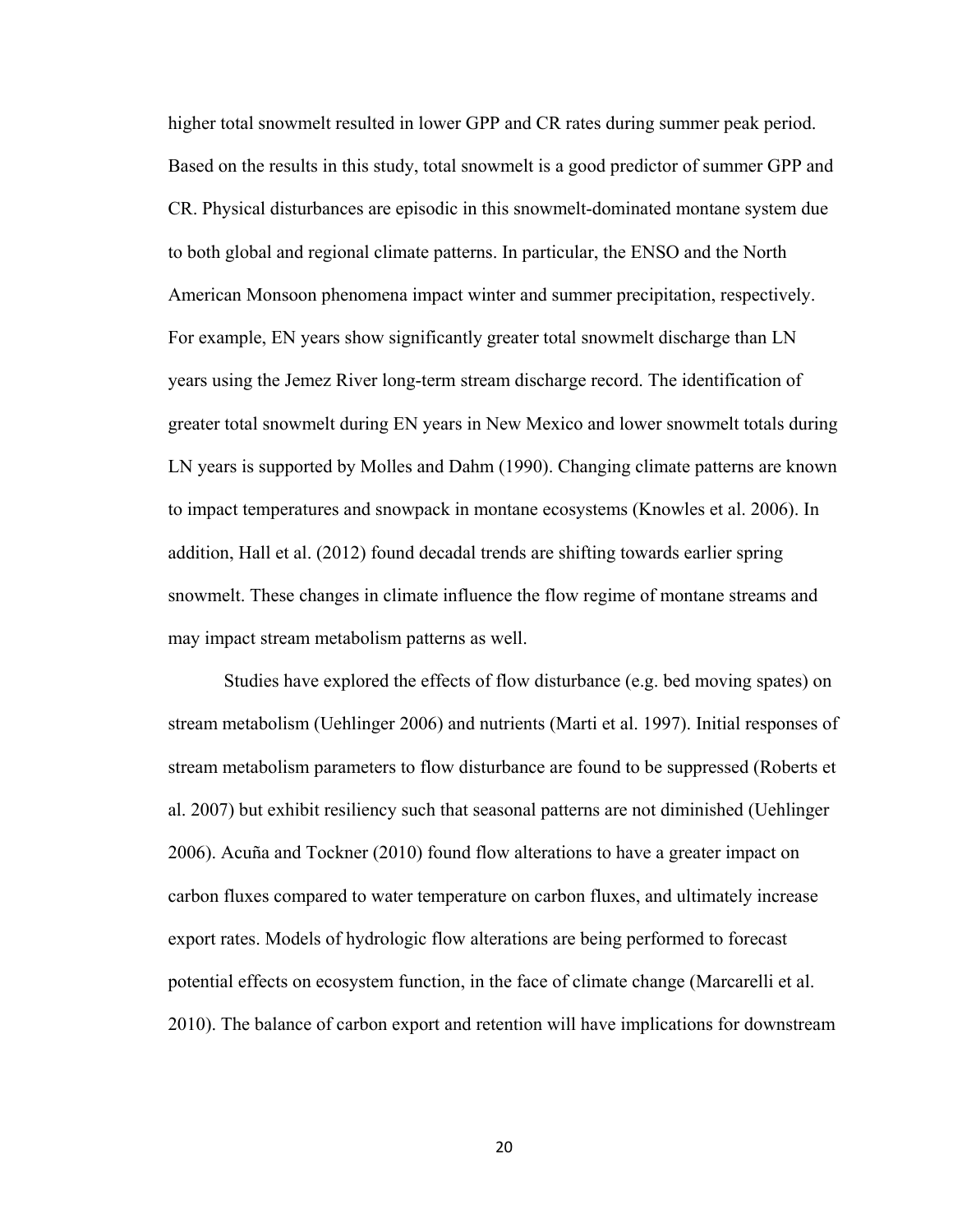higher total snowmelt resulted in lower GPP and CR rates during summer peak period. Based on the results in this study, total snowmelt is a good predictor of summer GPP and CR. Physical disturbances are episodic in this snowmelt-dominated montane system due to both global and regional climate patterns. In particular, the ENSO and the North American Monsoon phenomena impact winter and summer precipitation, respectively. For example, EN years show significantly greater total snowmelt discharge than LN years using the Jemez River long-term stream discharge record. The identification of greater total snowmelt during EN years in New Mexico and lower snowmelt totals during LN years is supported by Molles and Dahm (1990). Changing climate patterns are known to impact temperatures and snowpack in montane ecosystems (Knowles et al. 2006). In addition, Hall et al. (2012) found decadal trends are shifting towards earlier spring snowmelt. These changes in climate influence the flow regime of montane streams and may impact stream metabolism patterns as well.

Studies have explored the effects of flow disturbance (e.g. bed moving spates) on stream metabolism (Uehlinger 2006) and nutrients (Marti et al. 1997). Initial responses of stream metabolism parameters to flow disturbance are found to be suppressed (Roberts et al. 2007) but exhibit resiliency such that seasonal patterns are not diminished (Uehlinger 2006). Acuña and Tockner (2010) found flow alterations to have a greater impact on carbon fluxes compared to water temperature on carbon fluxes, and ultimately increase export rates. Models of hydrologic flow alterations are being performed to forecast potential effects on ecosystem function, in the face of climate change (Marcarelli et al. 2010). The balance of carbon export and retention will have implications for downstream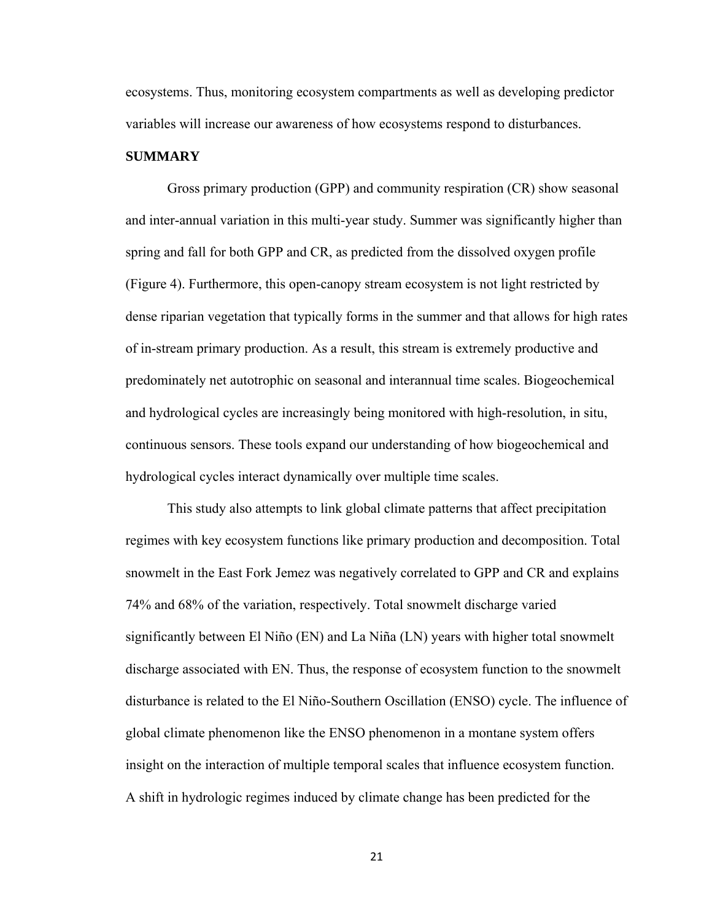ecosystems. Thus, monitoring ecosystem compartments as well as developing predictor variables will increase our awareness of how ecosystems respond to disturbances.

## SUMMARY

Gross primary production (GPP) and community respiration (CR) show seasonal and inter-annual variation in this multi-year study. Summer was significantly higher than spring and fall for both GPP and CR, as predicted from the dissolved oxygen profile (Figure 4). Furthermore, this open-canopy stream ecosystem is not light restricted by dense riparian vegetation that typically forms in the summer and that allows for high rates of in-stream primary production. As a result, this stream is extremely productive and predominately net autotrophic on seasonal and interannual time scales. Biogeochemical and hydrological cycles are increasingly being monitored with high-resolution, in situ, continuous sensors. These tools expand our understanding of how biogeochemical and hydrological cycles interact dynamically over multiple time scales.

This study also attempts to link global climate patterns that affect precipitation regimes with key ecosystem functions like primary production and decomposition. Total snowmelt in the East Fork Jemez was negatively correlated to GPP and CR and explains 74% and 68% of the variation, respectively. Total snowmelt discharge varied significantly between El Niño (EN) and La Niña (LN) years with higher total snowmelt discharge associated with EN. Thus, the response of ecosystem function to the snowmelt disturbance is related to the El Niño-Southern Oscillation (ENSO) cycle. The influence of global climate phenomenon like the ENSO phenomenon in a montane system offers insight on the interaction of multiple temporal scales that influence ecosystem function. A shift in hydrologic regimes induced by climate change has been predicted for the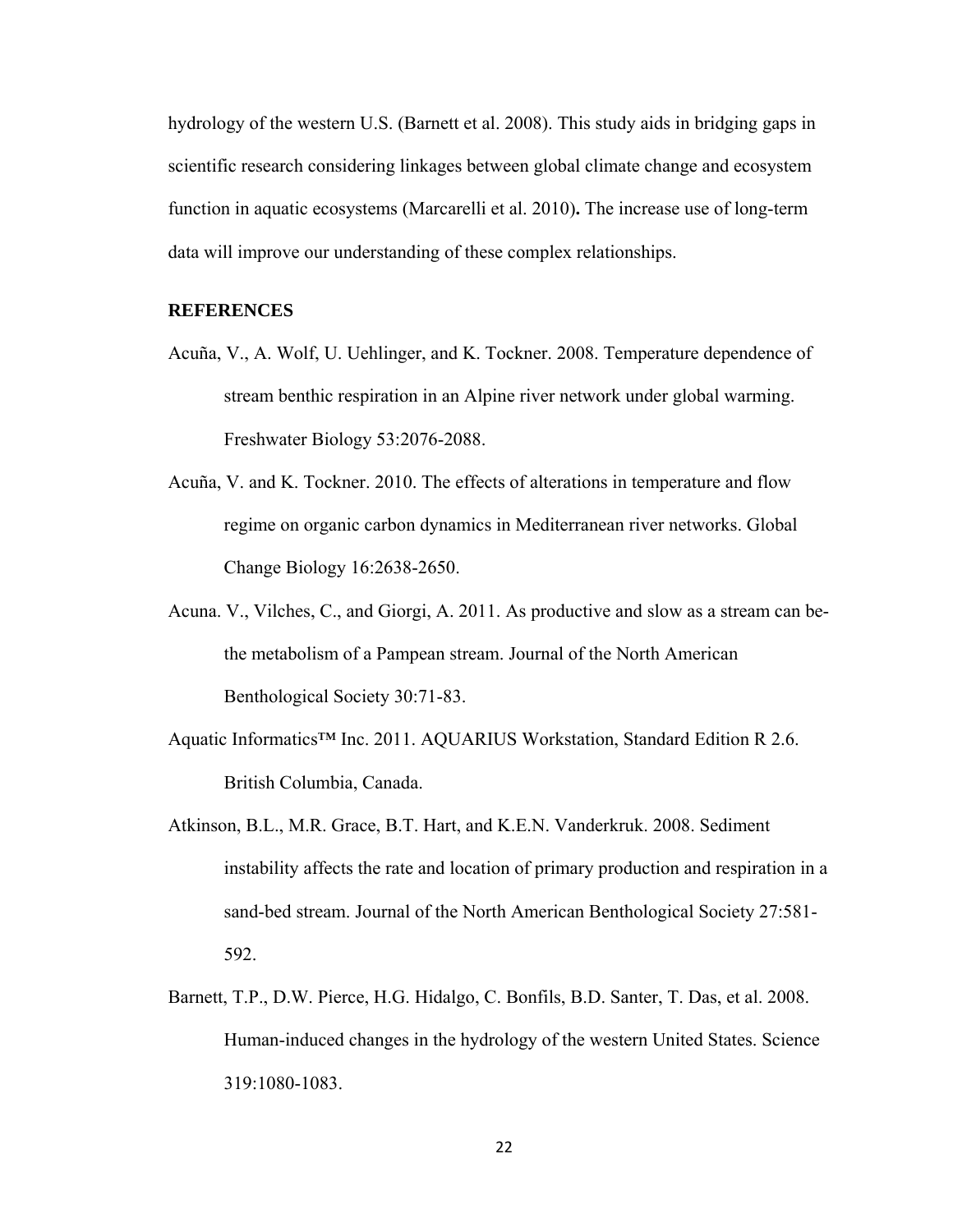hydrology of the western U.S. (Barnett et al. 2008). This study aids in bridging gaps in scientific research considering linkages between global climate change and ecosystem function in aquatic ecosystems (Marcarelli et al. 2010)**.** The increase use of long-term data will improve our understanding of these complex relationships.

## REFERENCES

Acuña, V., A. Wolf, U. Uehlinger, and K. Tockner. 2008. Temperature dependence of stream benthic respiration in an Alpine river network under global warming. Freshwater Biology 53:2076-2088.

Acuña, V. and K. Tockner. 2010. The effects of alterations in temperature and flow regime on organic carbon dynamics in Mediterranean river networks. Global Change Biology 16:2638-2650.

Acuna. V., Vilches, C., and Giorgi, A. 2011. As productive and slow as a stream can be- the metabolism of a Pampean stream. Journal of the North American Benthological Society 30:71-83.

Aquatic Informatics™ Inc. 2011. AQUARIUS Workstation, Standard Edition R 2.6. British Columbia, Canada.

Atkinson, B.L., M.R. Grace, B.T. Hart, and K.E.N. Vanderkruk. 2008. Sediment instability affects the rate and location of primary production and respiration in a sand-bed stream. Journal of the North American Benthological Society 27:581-592.

Barnett, T.P., D.W. Pierce, H.G. Hidalgo, C. Bonfils, B.D. Santer, T. Das, et al. 2008. Human-induced changes in the hydrology of the western United States. Science 319:1080-1083.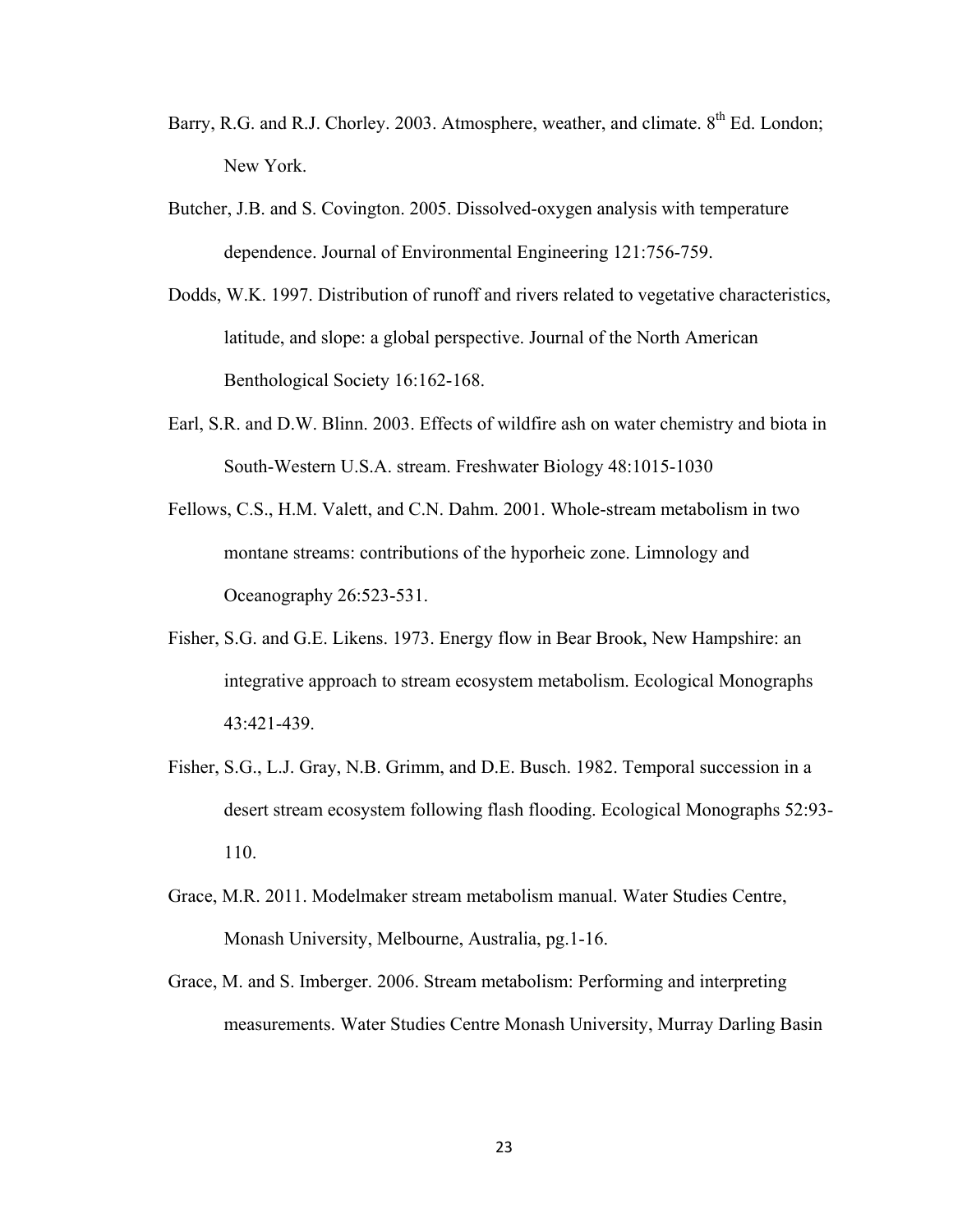Barry, R.G. and R.J. Chorley. 2003. Atmosphere, weather, and climate. $8^{th}$ Ed. London; New York.

Butcher, J.B. and S. Covington. 2005. Dissolved-oxygen analysis with temperature dependence. Journal of Environmental Engineering 121:756-759.

Dodds, W.K. 1997. Distribution of runoff and rivers related to vegetative characteristics, latitude, and slope: a global perspective. Journal of the North American Benthological Society 16:162-168.

Earl, S.R. and D.W. Blinn. 2003. Effects of wildfire ash on water chemistry and biota in South-Western U.S.A. stream. Freshwater Biology 48:1015-1030

Fellows, C.S., H.M. Valett, and C.N. Dahm. 2001. Whole-stream metabolism in two montane streams: contributions of the hyporheic zone. Limnology and Oceanography 26:523-531.

Fisher, S.G. and G.E. Likens. 1973. Energy flow in Bear Brook, New Hampshire: an integrative approach to stream ecosystem metabolism. Ecological Monographs 43:421-439.

Fisher, S.G., L.J. Gray, N.B. Grimm, and D.E. Busch. 1982. Temporal succession in a desert stream ecosystem following flash flooding. Ecological Monographs 52:93-110.

Grace, M.R. 2011. Modelmaker stream metabolism manual. Water Studies Centre, Monash University, Melbourne, Australia, pg.1-16.

Grace, M. and S. Imberger. 2006. Stream metabolism: Performing and interpreting measurements. Water Studies Centre Monash University, Murray Darling Basin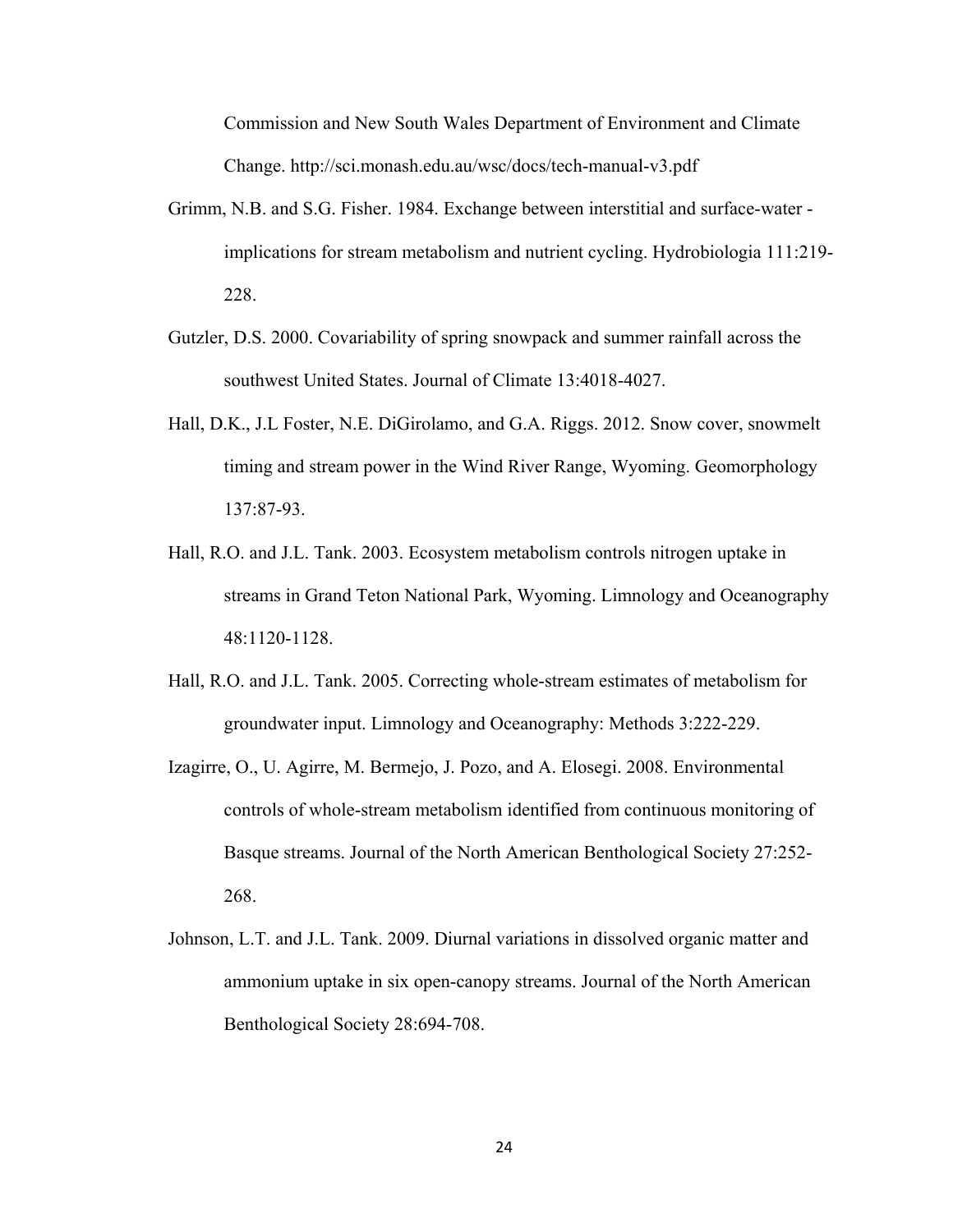Commission and New South Wales Department of Environment and Climate Change. http://sci.monash.edu.au/wsc/docs/tech-manual-v3.pdf

Grimm, N.B. and S.G. Fisher. 1984. Exchange between interstitial and surface-water - implications for stream metabolism and nutrient cycling. Hydrobiologia 111:219-228.

Gutzler, D.S. 2000. Covariability of spring snowpack and summer rainfall across the southwest United States. Journal of Climate 13:4018-4027.

Hall, D.K., J.L Foster, N.E. DiGirolamo, and G.A. Riggs. 2012. Snow cover, snowmelt timing and stream power in the Wind River Range, Wyoming. Geomorphology 137:87-93.

Hall, R.O. and J.L. Tank. 2003. Ecosystem metabolism controls nitrogen uptake in streams in Grand Teton National Park, Wyoming. Limnology and Oceanography 48:1120-1128.

Hall, R.O. and J.L. Tank. 2005. Correcting whole-stream estimates of metabolism for groundwater input. Limnology and Oceanography: Methods 3:222-229.

Izagirre, O., U. Agirre, M. Bermejo, J. Pozo, and A. Elosegi. 2008. Environmental controls of whole-stream metabolism identified from continuous monitoring of Basque streams. Journal of the North American Benthological Society 27:252-268.

Johnson, L.T. and J.L. Tank. 2009. Diurnal variations in dissolved organic matter and ammonium uptake in six open-canopy streams. Journal of the North American Benthological Society 28:694-708.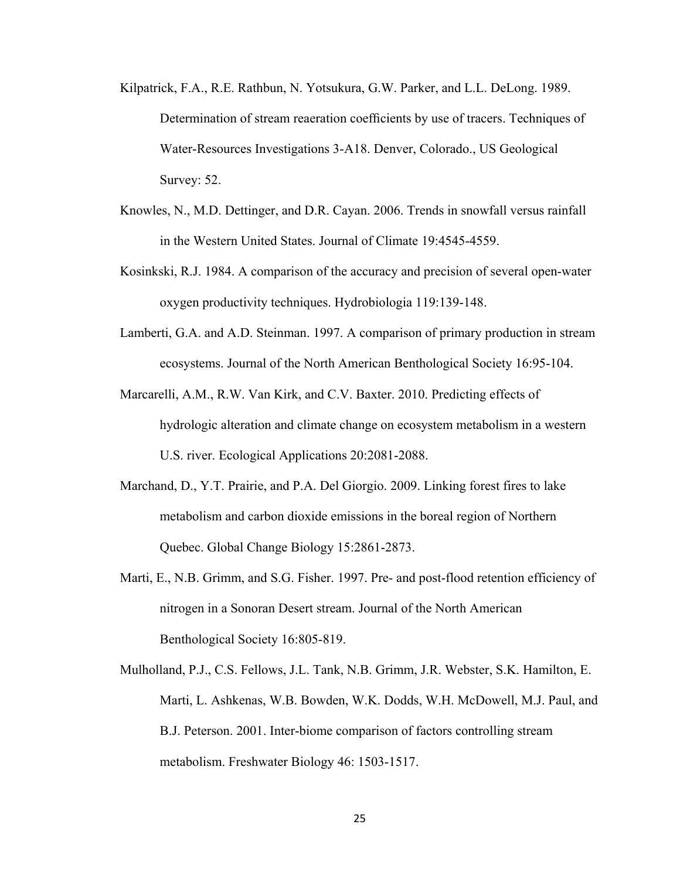Kilpatrick, F.A., R.E. Rathbun, N. Yotsukura, G.W. Parker, and L.L. DeLong. 1989. Determination of stream reaeration coefficients by use of tracers. Techniques of Water-Resources Investigations 3-A18. Denver, Colorado., US Geological Survey: 52.

Knowles, N., M.D. Dettinger, and D.R. Cayan. 2006. Trends in snowfall versus rainfall in the Western United States. Journal of Climate 19:4545-4559.

Kosinkski, R.J. 1984. A comparison of the accuracy and precision of several open-water oxygen productivity techniques. Hydrobiologia 119:139-148.

Lamberti, G.A. and A.D. Steinman. 1997. A comparison of primary production in stream ecosystems. Journal of the North American Benthological Society 16:95-104.

Marcarelli, A.M., R.W. Van Kirk, and C.V. Baxter. 2010. Predicting effects of hydrologic alteration and climate change on ecosystem metabolism in a western U.S. river. Ecological Applications 20:2081-2088.

Marchand, D., Y.T. Prairie, and P.A. Del Giorgio. 2009. Linking forest fires to lake metabolism and carbon dioxide emissions in the boreal region of Northern Quebec. Global Change Biology 15:2861-2873.

Marti, E., N.B. Grimm, and S.G. Fisher. 1997. Pre- and post-flood retention efficiency of nitrogen in a Sonoran Desert stream. Journal of the North American Benthological Society 16:805-819.

Mulholland, P.J., C.S. Fellows, J.L. Tank, N.B. Grimm, J.R. Webster, S.K. Hamilton, E. Marti, L. Ashkenas, W.B. Bowden, W.K. Dodds, W.H. McDowell, M.J. Paul, and B.J. Peterson. 2001. Inter-biome comparison of factors controlling stream metabolism. Freshwater Biology 46: 1503-1517.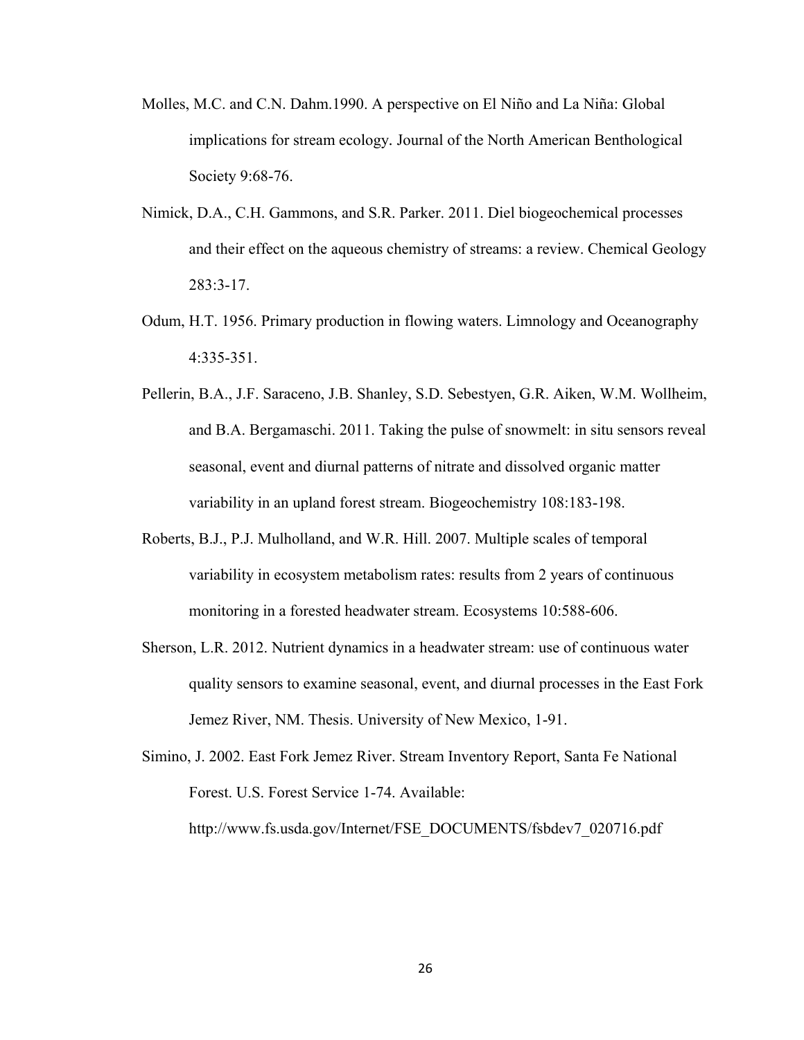Molles, M.C. and C.N. Dahm.1990. A perspective on El Niño and La Niña: Global implications for stream ecology. Journal of the North American Benthological Society 9:68-76.

Nimick, D.A., C.H. Gammons, and S.R. Parker. 2011. Diel biogeochemical processes and their effect on the aqueous chemistry of streams: a review. Chemical Geology 283:3-17.

Odum, H.T. 1956. Primary production in flowing waters. Limnology and Oceanography 4:335-351.

Pellerin, B.A., J.F. Saraceno, J.B. Shanley, S.D. Sebestyen, G.R. Aiken, W.M. Wollheim, and B.A. Bergamaschi. 2011. Taking the pulse of snowmelt: in situ sensors reveal seasonal, event and diurnal patterns of nitrate and dissolved organic matter variability in an upland forest stream. Biogeochemistry 108:183-198.

Roberts, B.J., P.J. Mulholland, and W.R. Hill. 2007. Multiple scales of temporal variability in ecosystem metabolism rates: results from 2 years of continuous monitoring in a forested headwater stream. Ecosystems 10:588-606.

Sherson, L.R. 2012. Nutrient dynamics in a headwater stream: use of continuous water quality sensors to examine seasonal, event, and diurnal processes in the East Fork Jemez River, NM. Thesis. University of New Mexico, 1-91.

Simino, J. 2002. East Fork Jemez River. Stream Inventory Report, Santa Fe National Forest. U.S. Forest Service 1-74. Available: http://www.fs.usda.gov/Internet/FSE_DOCUMENTS/fsbdev7_020716.pdf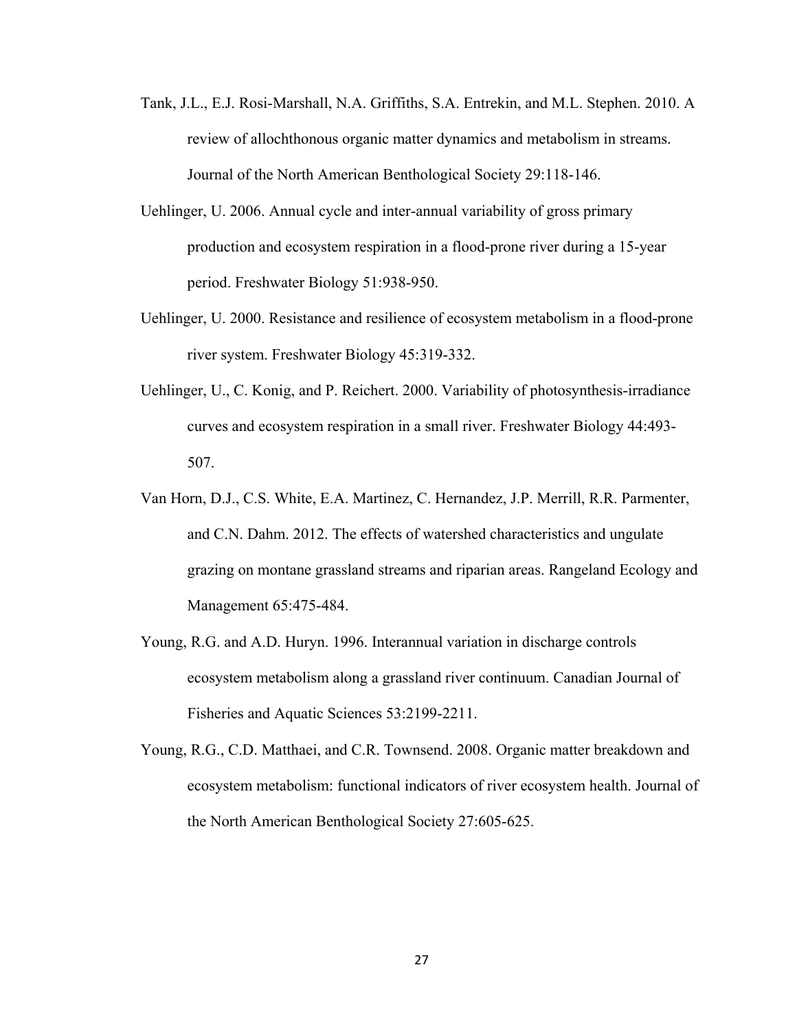Tank, J.L., E.J. Rosi-Marshall, N.A. Griffiths, S.A. Entrekin, and M.L. Stephen. 2010. A review of allochthonous organic matter dynamics and metabolism in streams. Journal of the North American Benthological Society 29:118-146.

Uehlinger, U. 2006. Annual cycle and inter-annual variability of gross primary production and ecosystem respiration in a flood-prone river during a 15-year period. Freshwater Biology 51:938-950.

Uehlinger, U. 2000. Resistance and resilience of ecosystem metabolism in a flood-prone river system. Freshwater Biology 45:319-332.

Uehlinger, U., C. Konig, and P. Reichert. 2000. Variability of photosynthesis-irradiance curves and ecosystem respiration in a small river. Freshwater Biology 44:493-507.

Van Horn, D.J., C.S. White, E.A. Martinez, C. Hernandez, J.P. Merrill, R.R. Parmenter, and C.N. Dahm. 2012. The effects of watershed characteristics and ungulate grazing on montane grassland streams and riparian areas. Rangeland Ecology and Management 65:475-484.

Young, R.G. and A.D. Huryn. 1996. Interannual variation in discharge controls ecosystem metabolism along a grassland river continuum. Canadian Journal of Fisheries and Aquatic Sciences 53:2199-2211.

Young, R.G., C.D. Matthaei, and C.R. Townsend. 2008. Organic matter breakdown and ecosystem metabolism: functional indicators of river ecosystem health. Journal of the North American Benthological Society 27:605-625.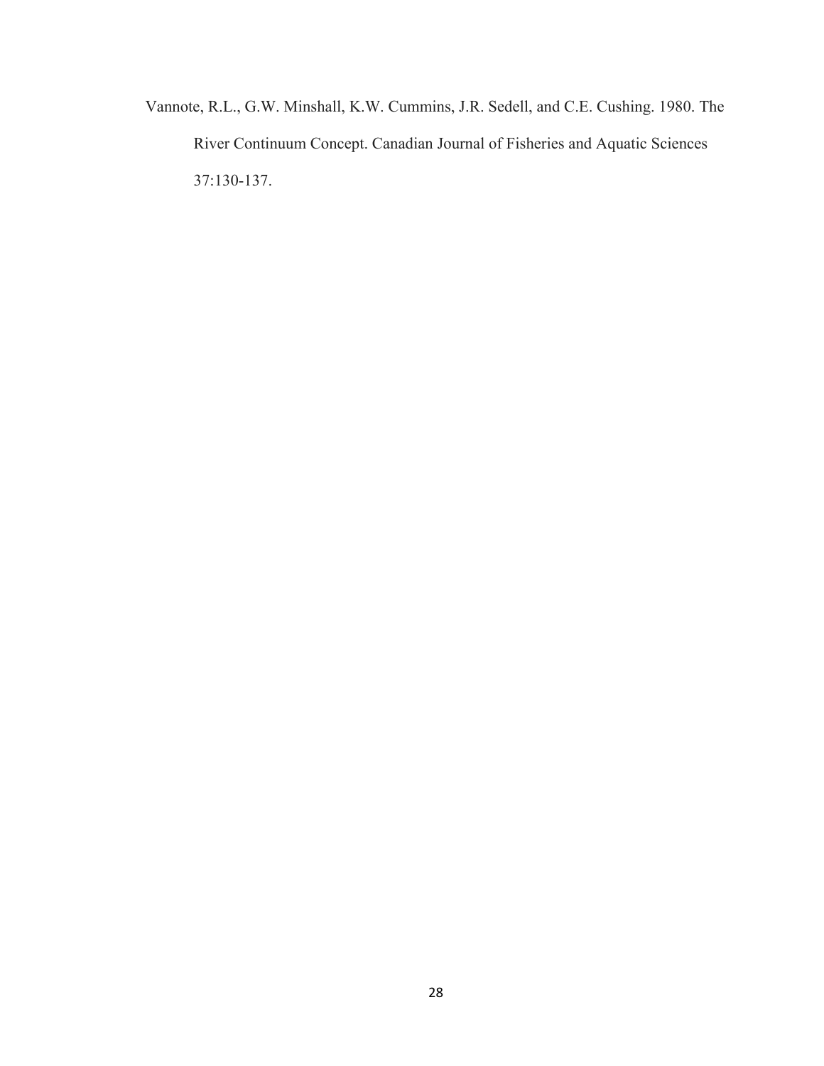Vannote, R.L., G.W. Minshall, K.W. Cummins, J.R. Sedell, and C.E. Cushing. 1980. The River Continuum Concept. Canadian Journal of Fisheries and Aquatic Sciences 37:130-137.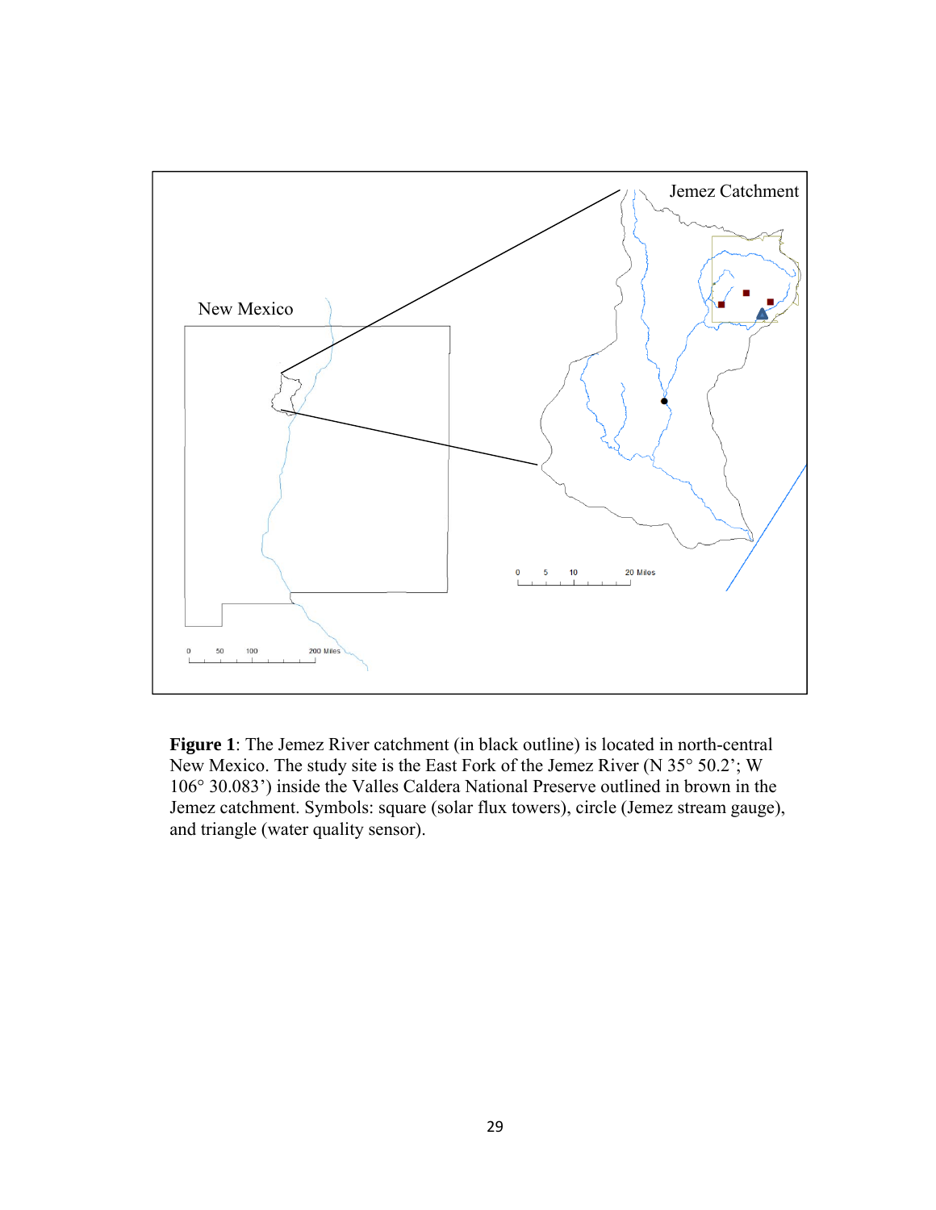**Figure 1**: The Jemez River catchment (in black outline) is located in north-central New Mexico. The study site is the East Fork of the Jemez River (N 35° 50.2'; W 106° 30.083') inside the Valles Caldera National Preserve outlined in brown in the Jemez catchment. Symbols: square (solar flux towers), circle (Jemez stream gauge), and triangle (water quality sensor).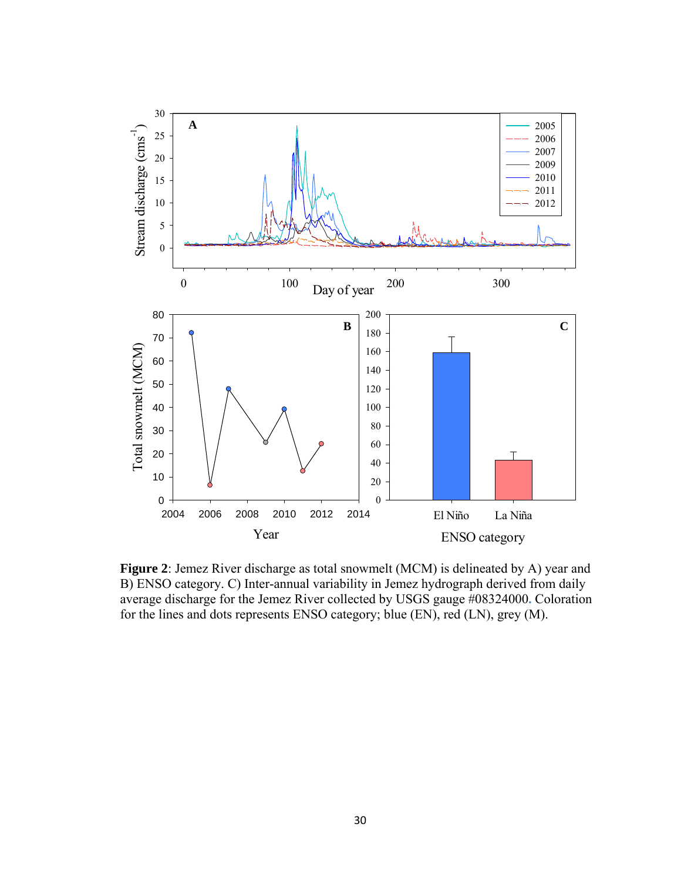**Figure 2**: Jemez River discharge as total snowmelt (MCM) is delineated by A) year and B) ENSO category. C) Inter-annual variability in Jemez hydrograph derived from daily average discharge for the Jemez River collected by USGS gauge #08324000. Coloration for the lines and dots represents ENSO category; blue (EN), red (LN), grey (M).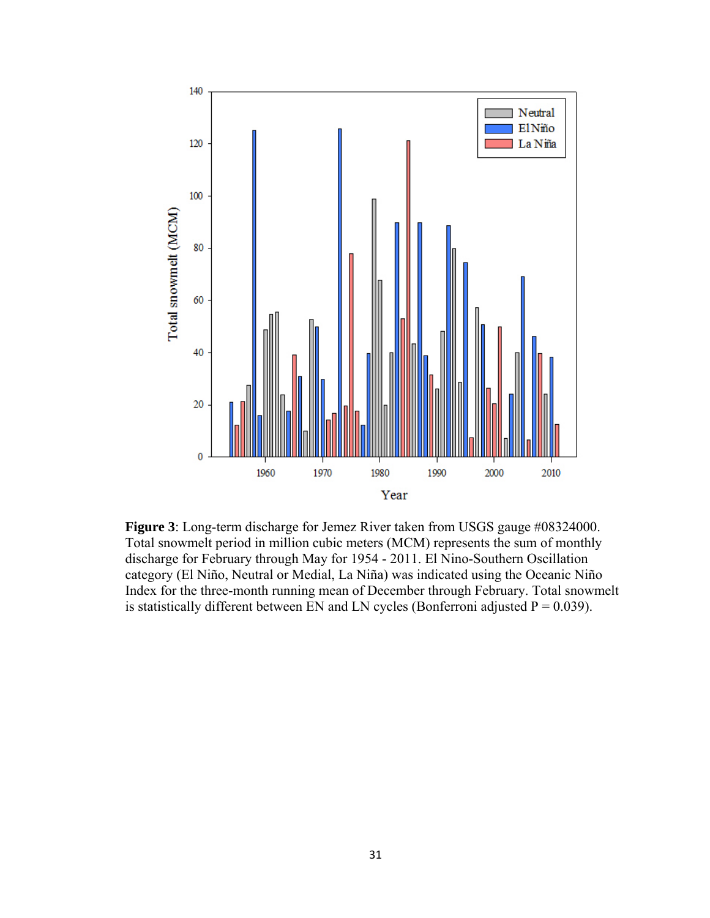**Figure 3**: Long-term discharge for Jemez River taken from USGS gauge #08324000. Total snowmelt period in million cubic meters (MCM) represents the sum of monthly discharge for February through May for 1954 - 2011. El Nino-Southern Oscillation category (El Niño, Neutral or Medial, La Niña) was indicated using the Oceanic Niño Index for the three-month running mean of December through February. Total snowmelt is statistically different between EN and LN cycles (Bonferroni adjusted P = 0.039).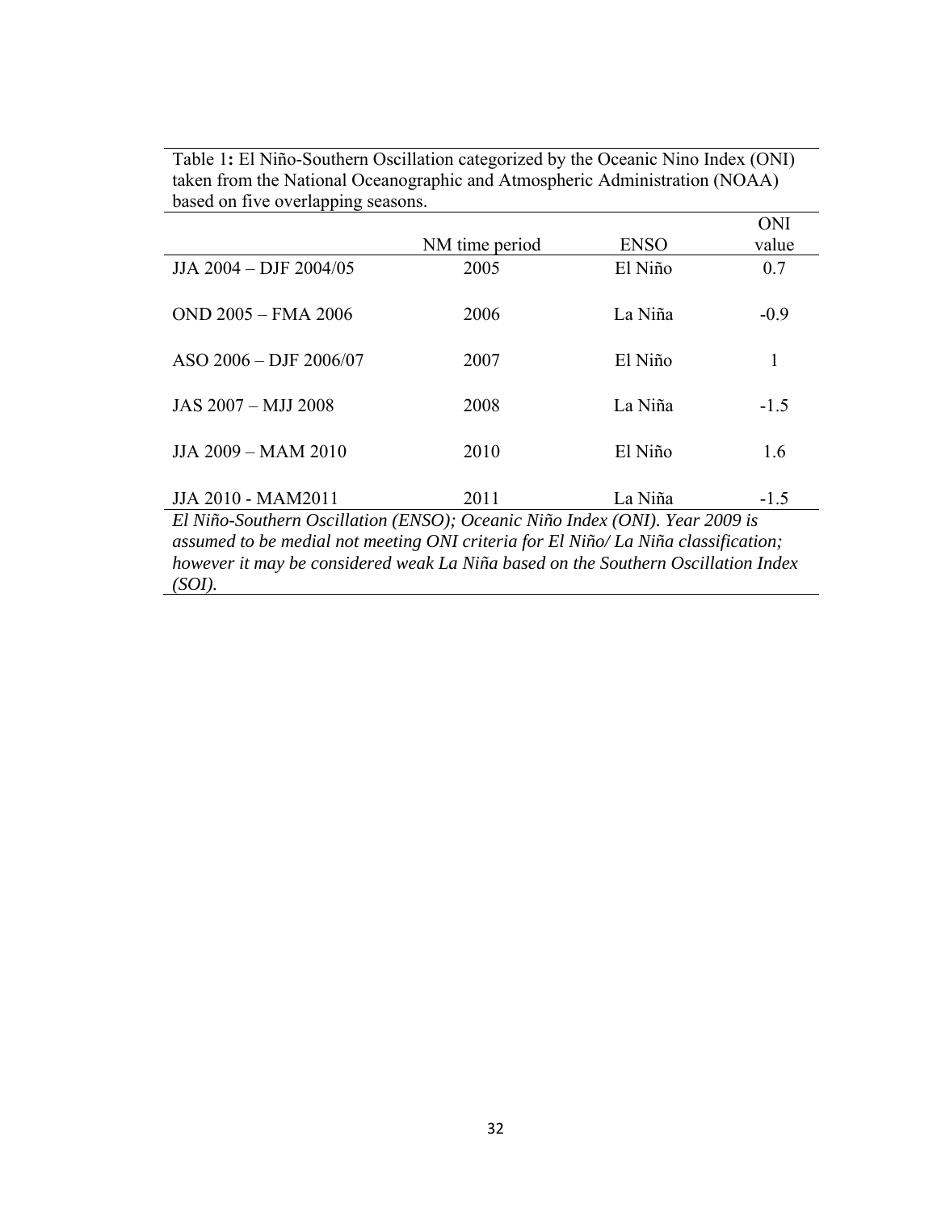Table 1**:** El Niño-Southern Oscillation categorized by the Oceanic Nino Index (ONI) taken from the National Oceanographic and Atmospheric Administration (NOAA) based on five overlapping seasons.

| | NM time period | ENSO | ONI value |
|---|---|---|---|
| JJA 2004 – DJF 2004/05 | 2005 | El Niño | 0.7 |
| OND 2005 – FMA 2006 | 2006 | La Niña | -0.9 |
| ASO 2006 – DJF 2006/07 | 2007 | El Niño | 1 |
| JAS 2007 – MJJ 2008 | 2008 | La Niña | -1.5 |
| JJA 2009 – MAM 2010 | 2010 | El Niño | 1.6 |
| JJA 2010 - MAM2011 | 2011 | La Niña | -1.5 |

*El Niño-Southern Oscillation (ENSO); Oceanic Niño Index (ONI). Year 2009 is assumed to be medial not meeting ONI criteria for El Niño/ La Niña classification; however it may be considered weak La Niña based on the Southern Oscillation Index (SOI).*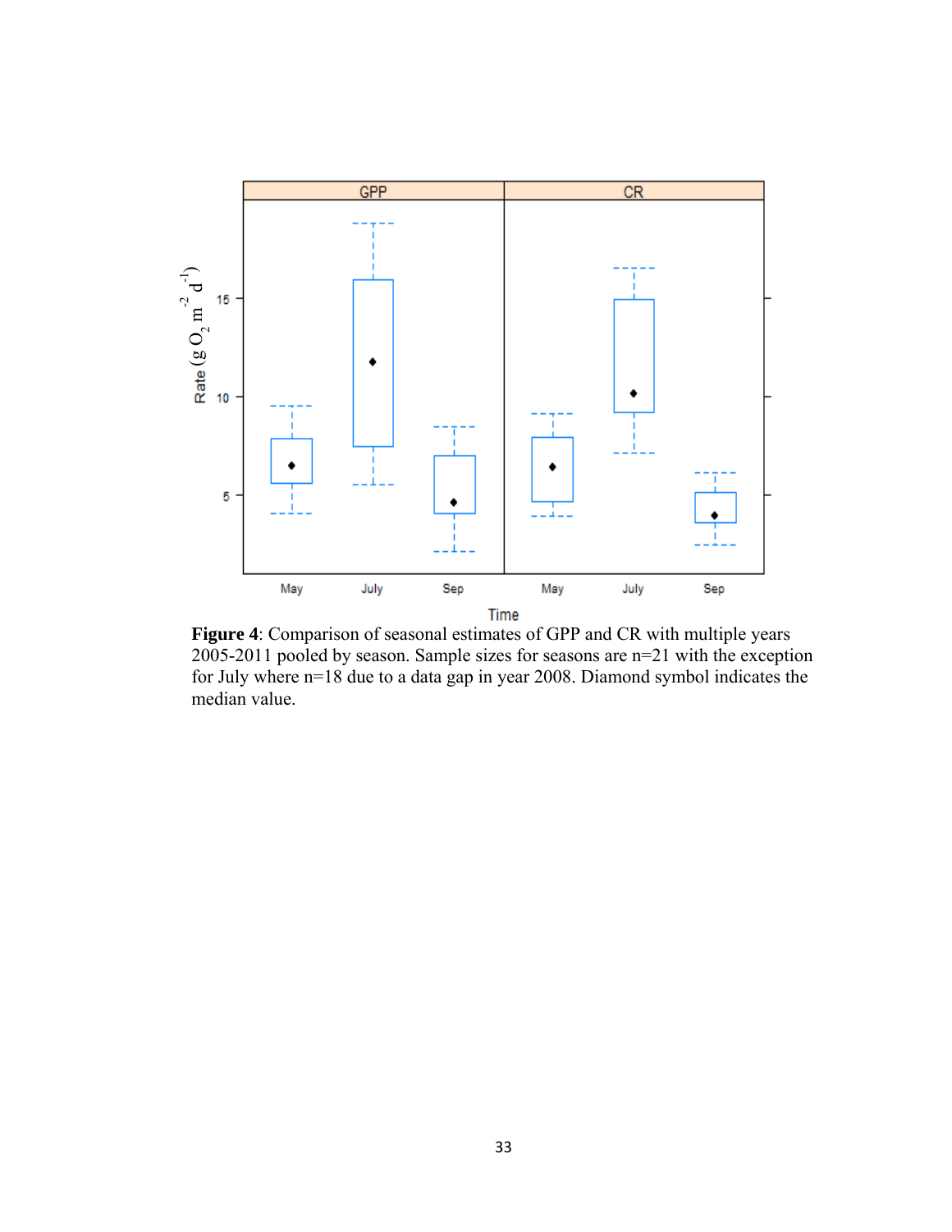**Figure 4**: Comparison of seasonal estimates of GPP and CR with multiple years 2005-2011 pooled by season. Sample sizes for seasons are n=21 with the exception for July where n=18 due to a data gap in year 2008. Diamond symbol indicates the median value.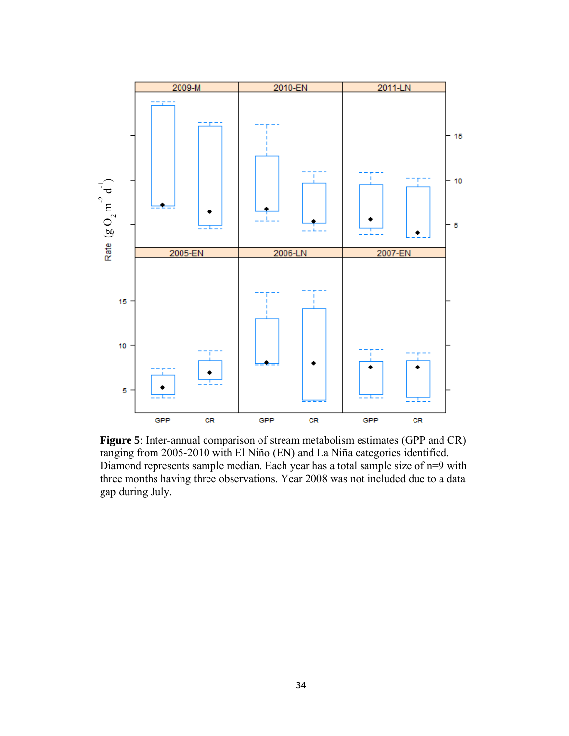**Figure 5**: Inter-annual comparison of stream metabolism estimates (GPP and CR) ranging from 2005-2010 with El Niño (EN) and La Niña categories identified. Diamond represents sample median. Each year has a total sample size of n=9 with three months having three observations. Year 2008 was not included due to a data gap during July.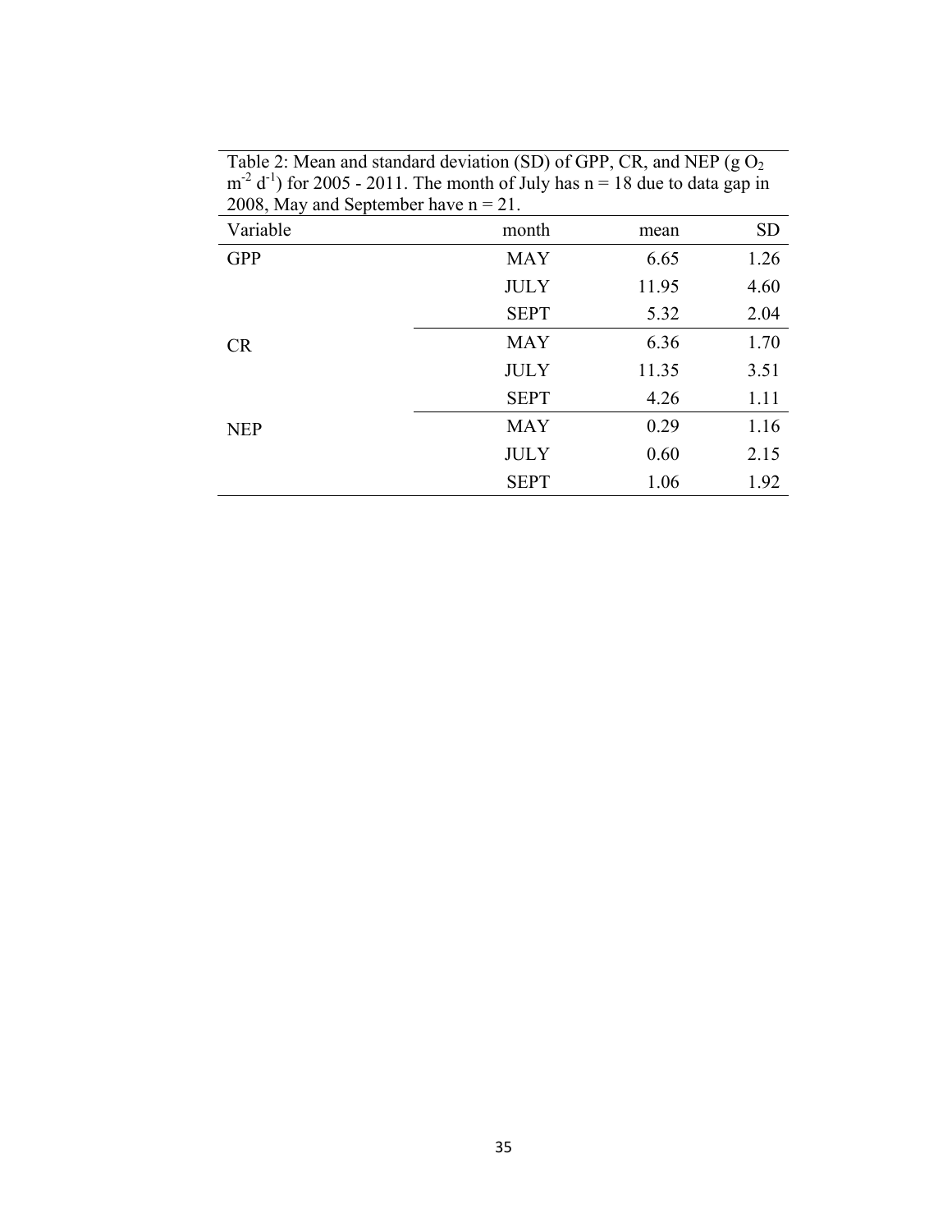Table 2: Mean and standard deviation (SD) of GPP, CR, and NEP (g $O_2$ $m^{-2}$ $d^{-1}$) for 2005 - 2011. The month of July has n = 18 due to data gap in 2008, May and September have n = 21.

| Variable | month | mean | SD |
|---|---|---|---|
| GPP | MAY | 6.65 | 1.26 |
| | JULY | 11.95 | 4.60 |
| | SEPT | 5.32 | 2.04 |
| CR | MAY | 6.36 | 1.70 |
| | JULY | 11.35 | 3.51 |
| | SEPT | 4.26 | 1.11 |
| NEP | MAY | 0.29 | 1.16 |
| | JULY | 0.60 | 2.15 |
| | SEPT | 1.06 | 1.92 |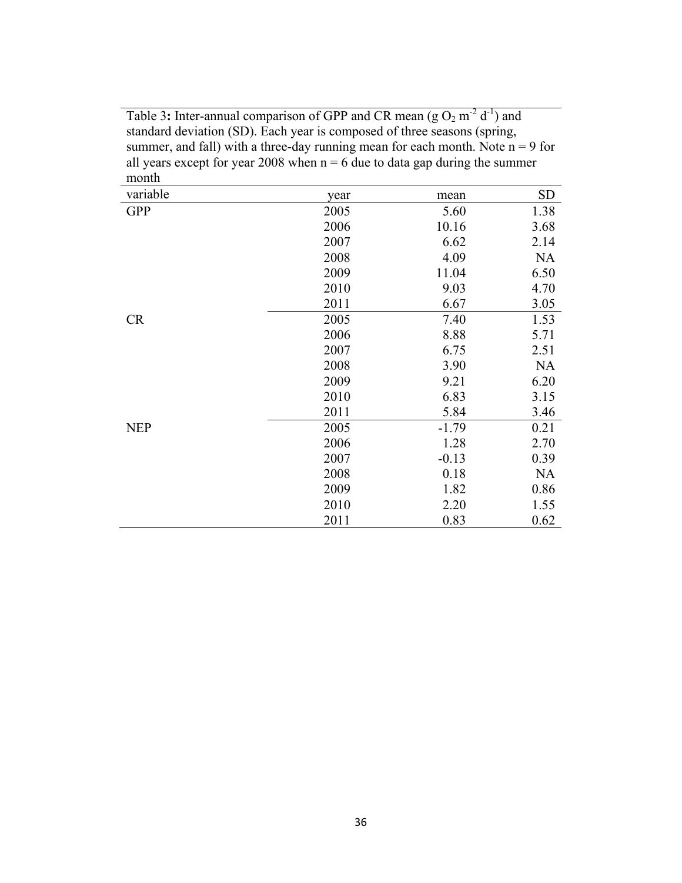Table 3**:** Inter-annual comparison of GPP and CR mean (g $O_2$ $m^{-2}$ $d^{-1}$) and standard deviation (SD). Each year is composed of three seasons (spring, summer, and fall) with a three-day running mean for each month. Note n = 9 for all years except for year 2008 when n = 6 due to data gap during the summer month

| variable | year | mean | SD |
|---|---|---|---|
| GPP | 2005 | 5.60 | 1.38 |
| | 2006 | 10.16 | 3.68 |
| | 2007 | 6.62 | 2.14 |
| | 2008 | 4.09 | NA |
| | 2009 | 11.04 | 6.50 |
| | 2010 | 9.03 | 4.70 |
| | 2011 | 6.67 | 3.05 |
| CR | 2005 | 7.40 | 1.53 |
| | 2006 | 8.88 | 5.71 |
| | 2007 | 6.75 | 2.51 |
| | 2008 | 3.90 | NA |
| | 2009 | 9.21 | 6.20 |
| | 2010 | 6.83 | 3.15 |
| | 2011 | 5.84 | 3.46 |
| NEP | 2005 | -1.79 | 0.21 |
| | 2006 | 1.28 | 2.70 |
| | 2007 | -0.13 | 0.39 |
| | 2008 | 0.18 | NA |
| | 2009 | 1.82 | 0.86 |
| | 2010 | 2.20 | 1.55 |
| | 2011 | 0.83 | 0.62 |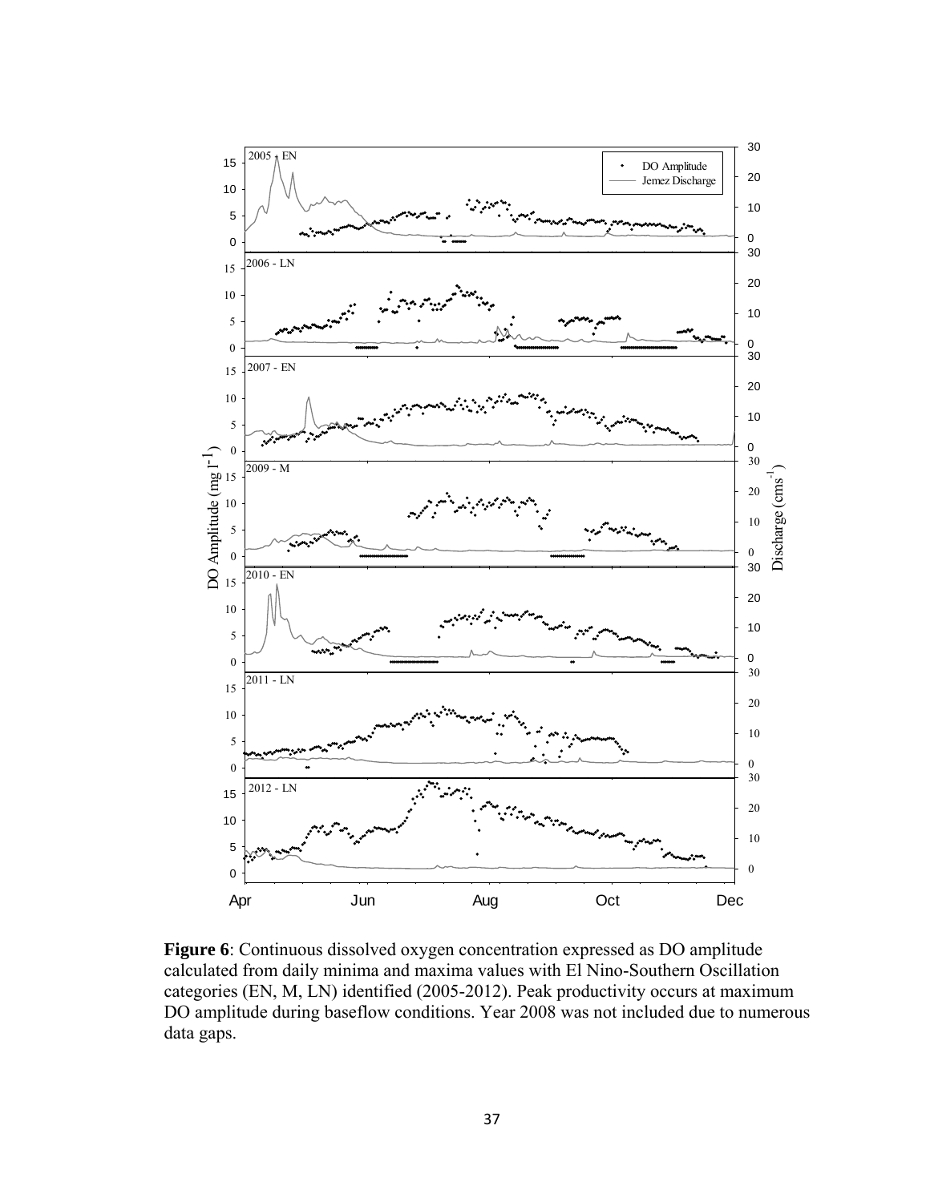**Figure 6**: Continuous dissolved oxygen concentration expressed as DO amplitude calculated from daily minima and maxima values with El Nino-Southern Oscillation categories (EN, M, LN) identified (2005-2012). Peak productivity occurs at maximum DO amplitude during baseflow conditions. Year 2008 was not included due to numerous data gaps.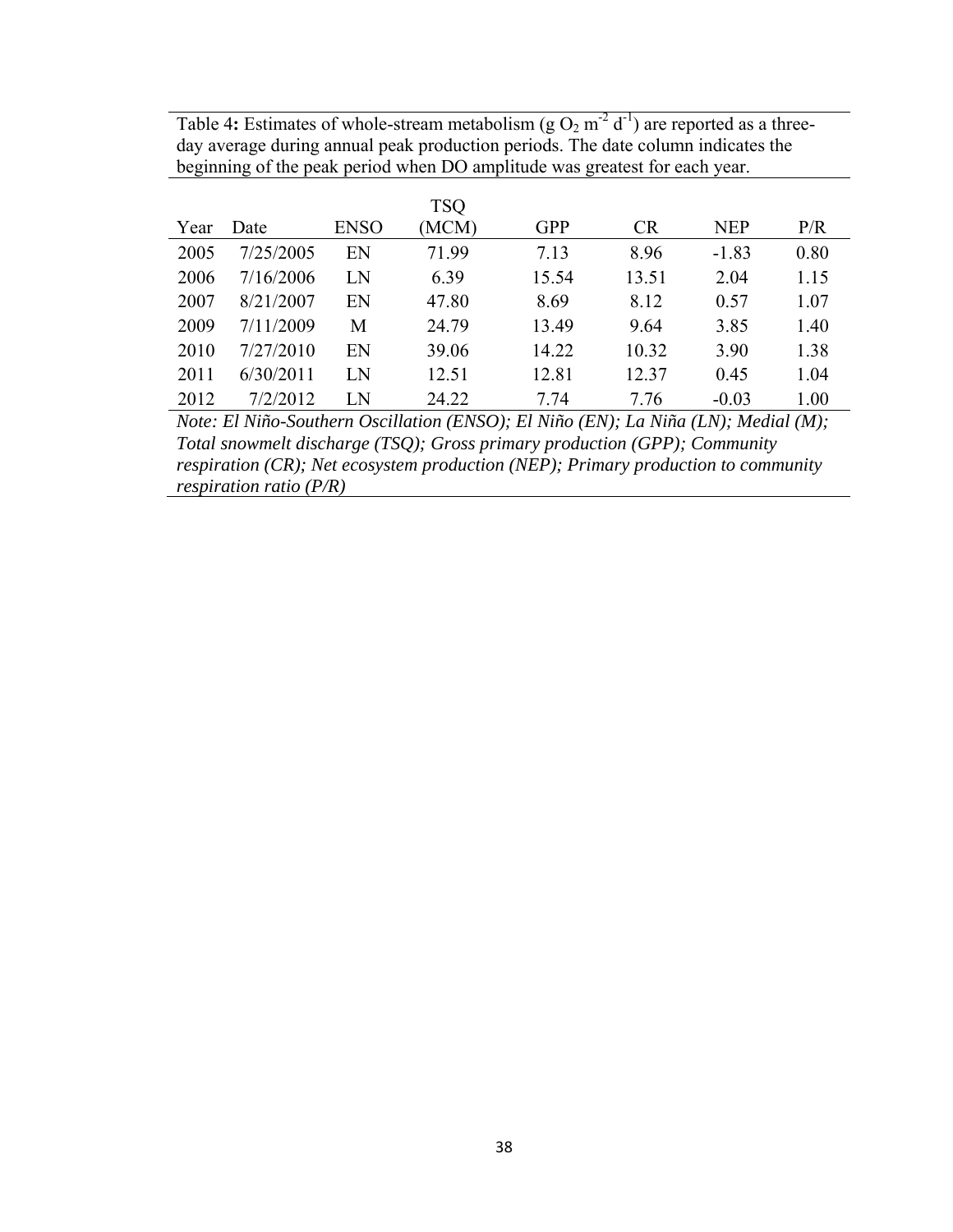Table 4**:** Estimates of whole-stream metabolism (g $O_2$ $m^{-2}$ $d^{-1}$) are reported as a three-day average during annual peak production periods. The date column indicates the beginning of the peak period when DO amplitude was greatest for each year.

| Year | Date | ENSO | TSQ (MCM) | GPP | CR | NEP | P/R |
|---|---|---|---|---|---|---|---|
| 2005 | 7/25/2005 | EN | 71.99 | 7.13 | 8.96 | -1.83 | 0.80 |
| 2006 | 7/16/2006 | LN | 6.39 | 15.54 | 13.51 | 2.04 | 1.15 |
| 2007 | 8/21/2007 | EN | 47.80 | 8.69 | 8.12 | 0.57 | 1.07 |
| 2009 | 7/11/2009 | M | 24.79 | 13.49 | 9.64 | 3.85 | 1.40 |
| 2010 | 7/27/2010 | EN | 39.06 | 14.22 | 10.32 | 3.90 | 1.38 |
| 2011 | 6/30/2011 | LN | 12.51 | 12.81 | 12.37 | 0.45 | 1.04 |
| 2012 | 7/2/2012 | LN | 24.22 | 7.74 | 7.76 | -0.03 | 1.00 |

*Note: El Niño-Southern Oscillation (ENSO); El Niño (EN); La Niña (LN); Medial (M); Total snowmelt discharge (TSQ); Gross primary production (GPP); Community respiration (CR); Net ecosystem production (NEP); Primary production to community respiration ratio (P/R)*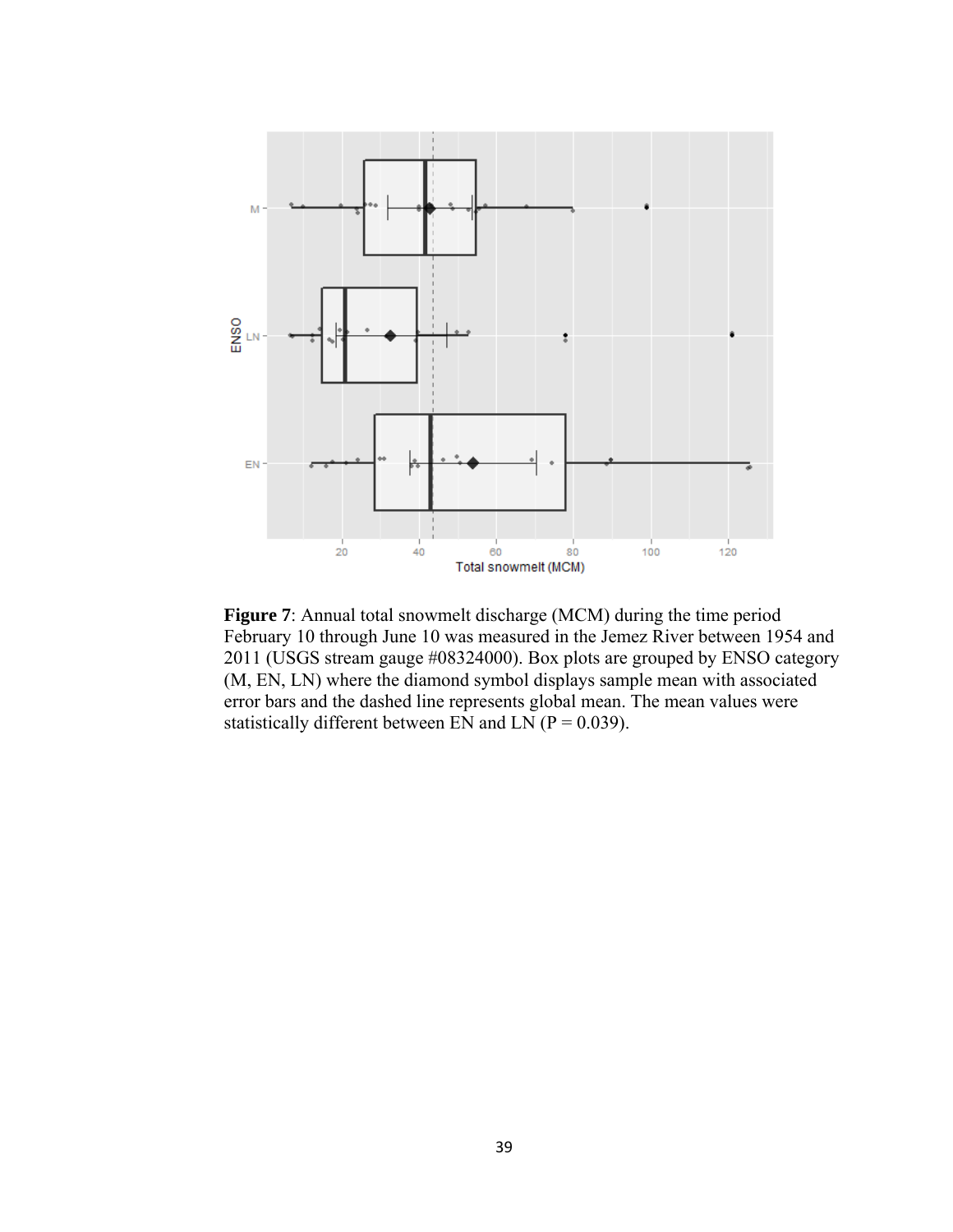**Figure 7**: Annual total snowmelt discharge (MCM) during the time period February 10 through June 10 was measured in the Jemez River between 1954 and 2011 (USGS stream gauge #08324000). Box plots are grouped by ENSO category (M, EN, LN) where the diamond symbol displays sample mean with associated error bars and the dashed line represents global mean. The mean values were statistically different between EN and LN ($P = 0.039$).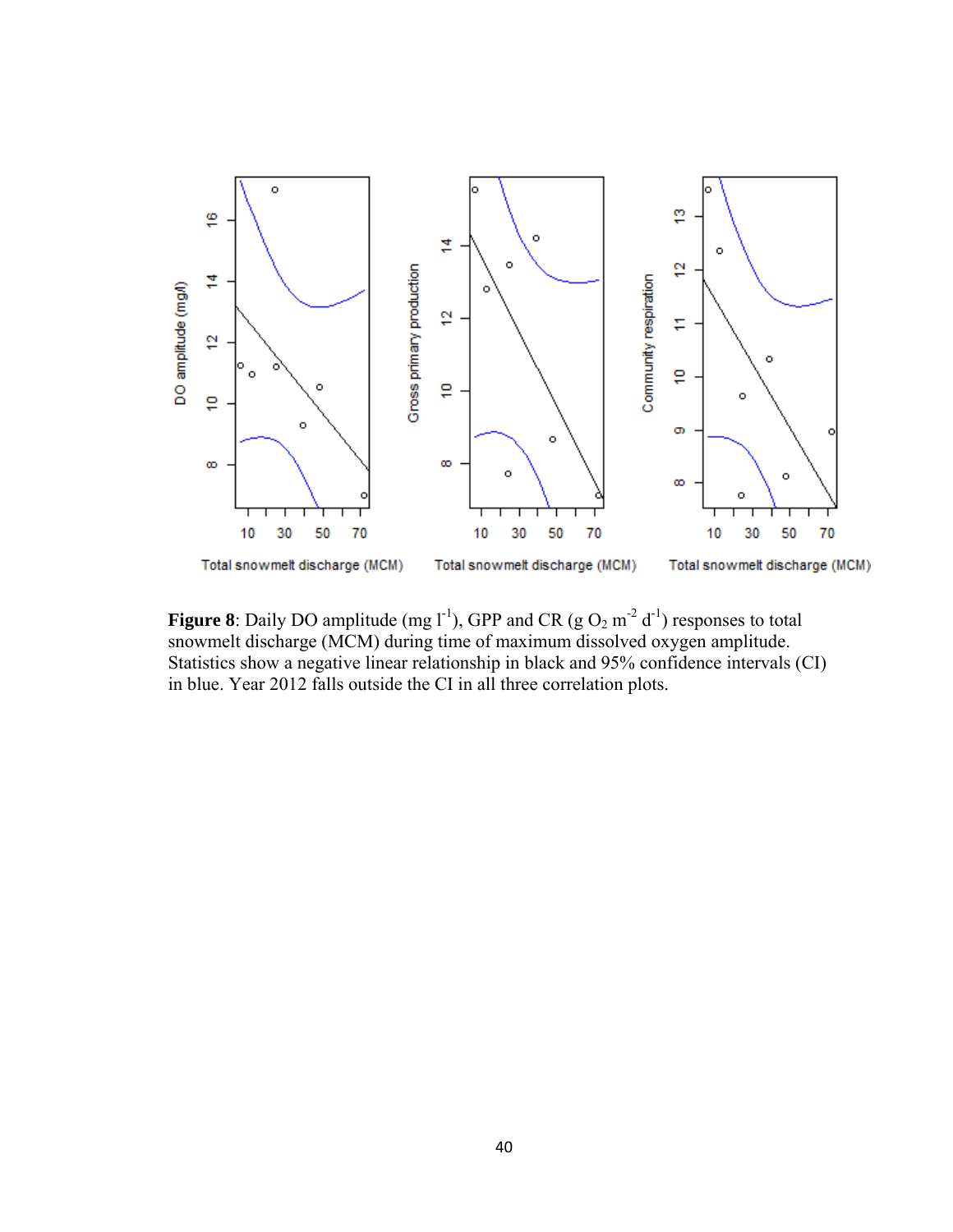**Figure 8**: Daily DO amplitude (mg $l^{-1}$), GPP and CR (g $O_2$ $m^{-2}$ $d^{-1}$) responses to total snowmelt discharge (MCM) during time of maximum dissolved oxygen amplitude. Statistics show a negative linear relationship in black and 95% confidence intervals (CI) in blue. Year 2012 falls outside the CI in all three correlation plots.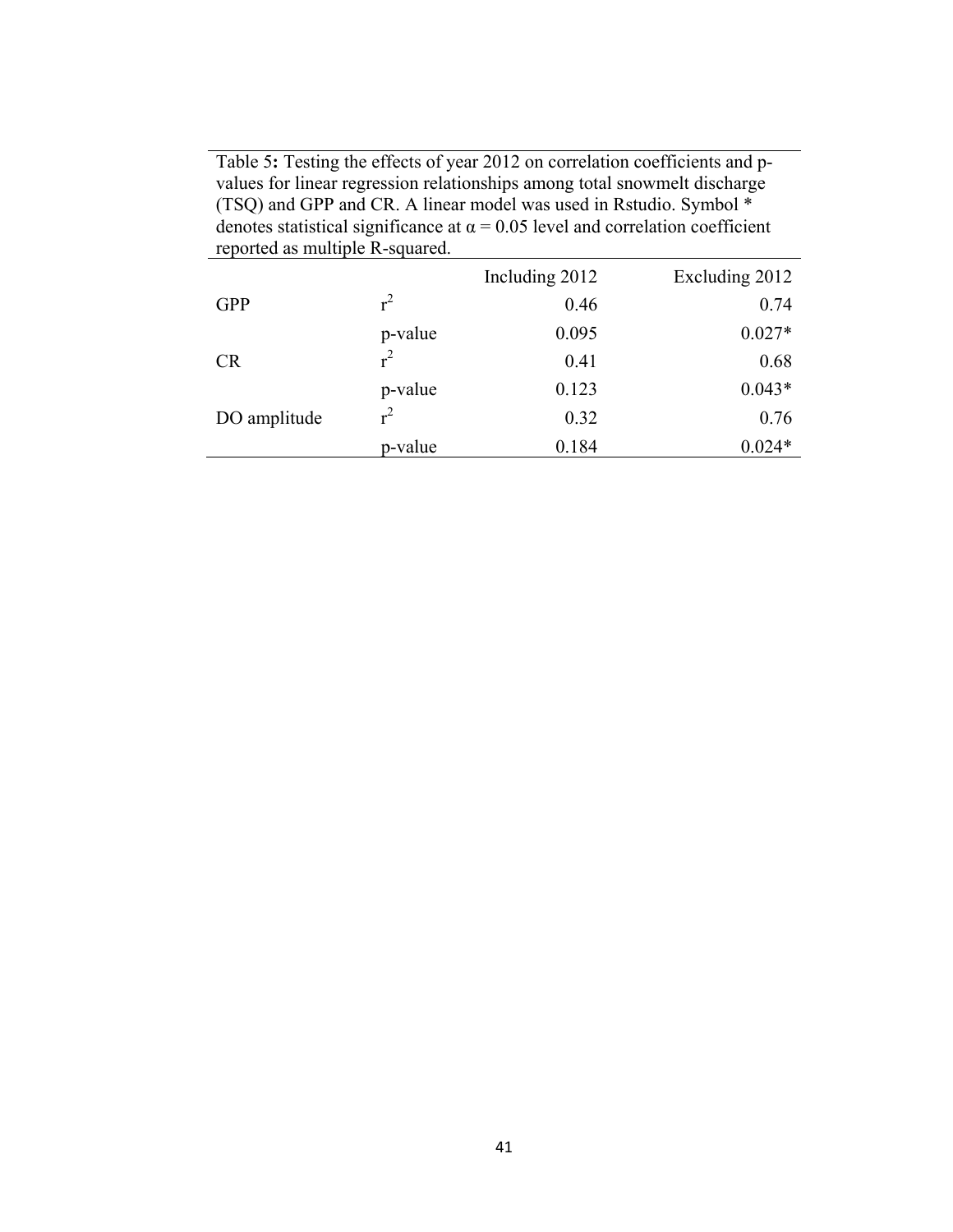Table 5**:** Testing the effects of year 2012 on correlation coefficients and p-values for linear regression relationships among total snowmelt discharge (TSQ) and GPP and CR. A linear model was used in Rstudio. Symbol * denotes statistical significance at $\alpha = 0.05$ level and correlation coefficient reported as multiple R-squared.

| | | Including 2012 | Excluding 2012 |
|---|---|---|---|
| GPP | $r^2$ | 0.46 | 0.74 |
| | p-value | 0.095 | 0.027* |
| CR | $r^2$ | 0.41 | 0.68 |
| | p-value | 0.123 | 0.043* |
| DO amplitude | $r^2$ | 0.32 | 0.76 |
| | p-value | 0.184 | 0.024* |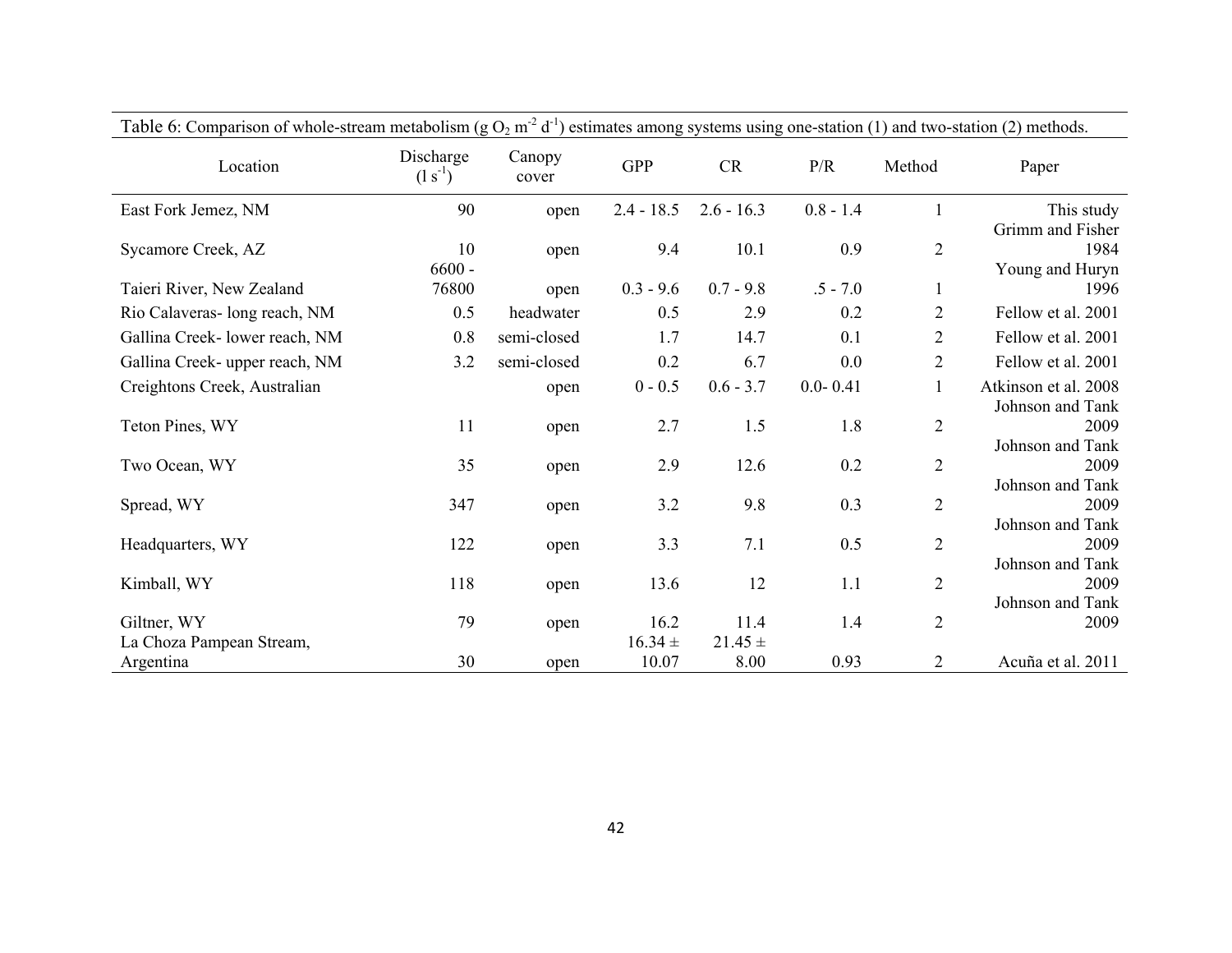Table 6: Comparison of whole-stream metabolism (g $O_2$ $m^{-2}$ $d^{-1}$) estimates among systems using one-station (1) and two-station (2) methods.

| Location | Discharge ($l\ s^{-1}$) | Canopy cover | GPP | CR | P/R | Method | Paper |
|---|---|---|---|---|---|---|---|
| East Fork Jemez, NM | 90 | open | 2.4 - 18.5 | 2.6 - 16.3 | 0.8 - 1.4 | 1 | This study |
| Sycamore Creek, AZ | 10 | open | 9.4 | 10.1 | 0.9 | 2 | Grimm and Fisher 1984 |
| Taieri River, New Zealand | 6600 - 76800 | open | 0.3 - 9.6 | 0.7 - 9.8 | .5 - 7.0 | 1 | Young and Huryn 1996 |
| Rio Calaveras- long reach, NM | 0.5 | headwater | 0.5 | 2.9 | 0.2 | 2 | Fellow et al. 2001 |
| Gallina Creek- lower reach, NM | 0.8 | semi-closed | 1.7 | 14.7 | 0.1 | 2 | Fellow et al. 2001 |
| Gallina Creek- upper reach, NM | 3.2 | semi-closed | 0.2 | 6.7 | 0.0 | 2 | Fellow et al. 2001 |
| Creightons Creek, Australian | | open | 0 - 0.5 | 0.6 - 3.7 | 0.0- 0.41 | 1 | Atkinson et al. 2008 |
| Teton Pines, WY | 11 | open | 2.7 | 1.5 | 1.8 | 2 | Johnson and Tank 2009 |
| Two Ocean, WY | 35 | open | 2.9 | 12.6 | 0.2 | 2 | Johnson and Tank 2009 |
| Spread, WY | 347 | open | 3.2 | 9.8 | 0.3 | 2 | Johnson and Tank 2009 |
| Headquarters, WY | 122 | open | 3.3 | 7.1 | 0.5 | 2 | Johnson and Tank 2009 |
| Kimball, WY | 118 | open | 13.6 | 12 | 1.1 | 2 | Johnson and Tank 2009 |
| Giltner, WY | 79 | open | 16.2 | 11.4 | 1.4 | 2 | Johnson and Tank 2009 |
| La Choza Pampean Stream, Argentina | 30 | open | 16.34 ± 10.07 | 21.45 ± 8.00 | 0.93 | 2 | Acuña et al. 2011 |